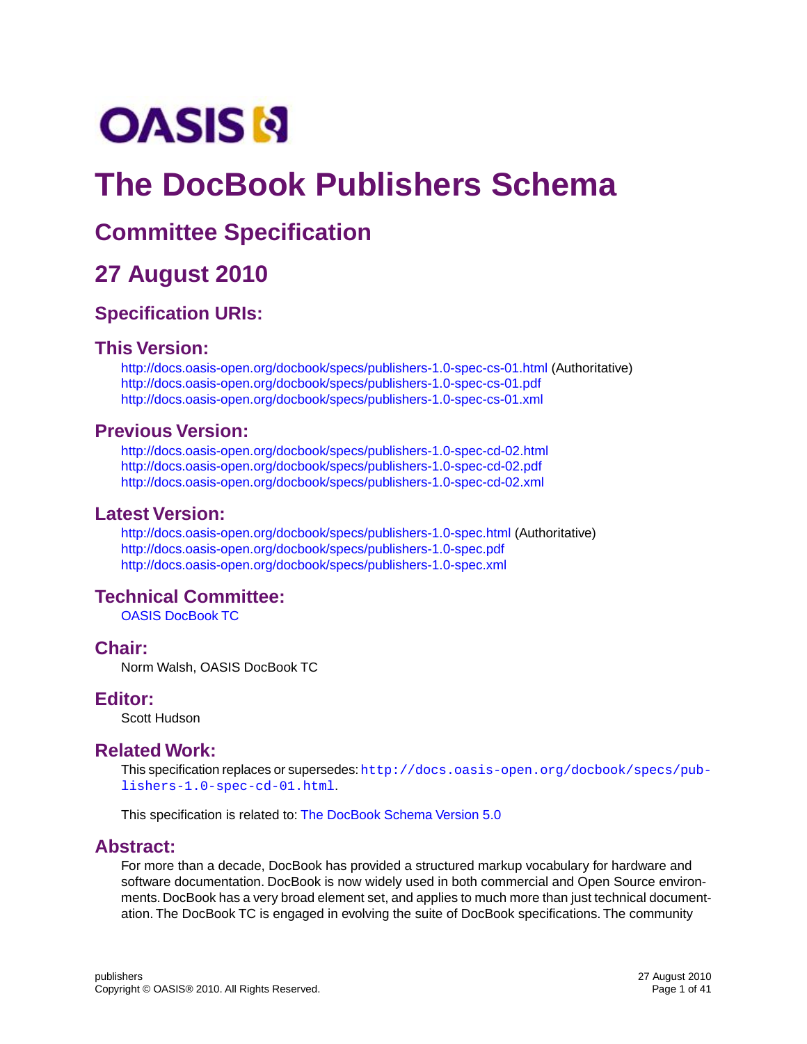OASIS

# The DocBook Publishers Schema

## Committee Specification

## 27 August 2010

### Specification URIs:

### This Version:

http://docs.oasis-open.org/docbook/specs/publishers-1.0-spec-cs-01.html (Authoritative)
http://docs.oasis-open.org/docbook/specs/publishers-1.0-spec-cs-01.pdf
http://docs.oasis-open.org/docbook/specs/publishers-1.0-spec-cs-01.xml

### Previous Version:

http://docs.oasis-open.org/docbook/specs/publishers-1.0-spec-cd-02.html
http://docs.oasis-open.org/docbook/specs/publishers-1.0-spec-cd-02.pdf
http://docs.oasis-open.org/docbook/specs/publishers-1.0-spec-cd-02.xml

### Latest Version:

http://docs.oasis-open.org/docbook/specs/publishers-1.0-spec.html (Authoritative)
http://docs.oasis-open.org/docbook/specs/publishers-1.0-spec.pdf
http://docs.oasis-open.org/docbook/specs/publishers-1.0-spec.xml

### Technical Committee:

OASIS DocBook TC

### Chair:

Norm Walsh, OASIS DocBook TC

### Editor:

Scott Hudson

### Related Work:

This specification replaces or supersedes: `http://docs.oasis-open.org/docbook/specs/publishers-1.0-spec-cd-01.html`.

This specification is related to: The DocBook Schema Version 5.0

### Abstract:

For more than a decade, DocBook has provided a structured markup vocabulary for hardware and software documentation. DocBook is now widely used in both commercial and Open Source environments. DocBook has a very broad element set, and applies to much more than just technical documentation. The DocBook TC is engaged in evolving the suite of DocBook specifications. The community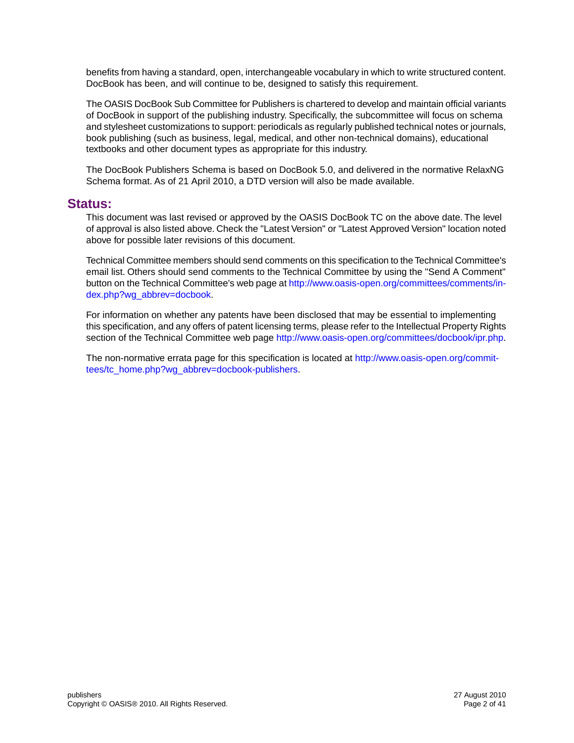benefits from having a standard, open, interchangeable vocabulary in which to write structured content. DocBook has been, and will continue to be, designed to satisfy this requirement.

The OASIS DocBook Sub Committee for Publishers is chartered to develop and maintain official variants of DocBook in support of the publishing industry. Specifically, the subcommittee will focus on schema and stylesheet customizations to support: periodicals as regularly published technical notes or journals, book publishing (such as business, legal, medical, and other non-technical domains), educational textbooks and other document types as appropriate for this industry.

The DocBook Publishers Schema is based on DocBook 5.0, and delivered in the normative RelaxNG Schema format. As of 21 April 2010, a DTD version will also be made available.

## Status:

This document was last revised or approved by the OASIS DocBook TC on the above date. The level of approval is also listed above. Check the "Latest Version" or "Latest Approved Version" location noted above for possible later revisions of this document.

Technical Committee members should send comments on this specification to the Technical Committee's email list. Others should send comments to the Technical Committee by using the "Send A Comment" button on the Technical Committee's web page at http://www.oasis-open.org/committees/comments/index.php?wg_abbrev=docbook.

For information on whether any patents have been disclosed that may be essential to implementing this specification, and any offers of patent licensing terms, please refer to the Intellectual Property Rights section of the Technical Committee web page http://www.oasis-open.org/committees/docbook/ipr.php.

The non-normative errata page for this specification is located at http://www.oasis-open.org/committees/tc_home.php?wg_abbrev=docbook-publishers.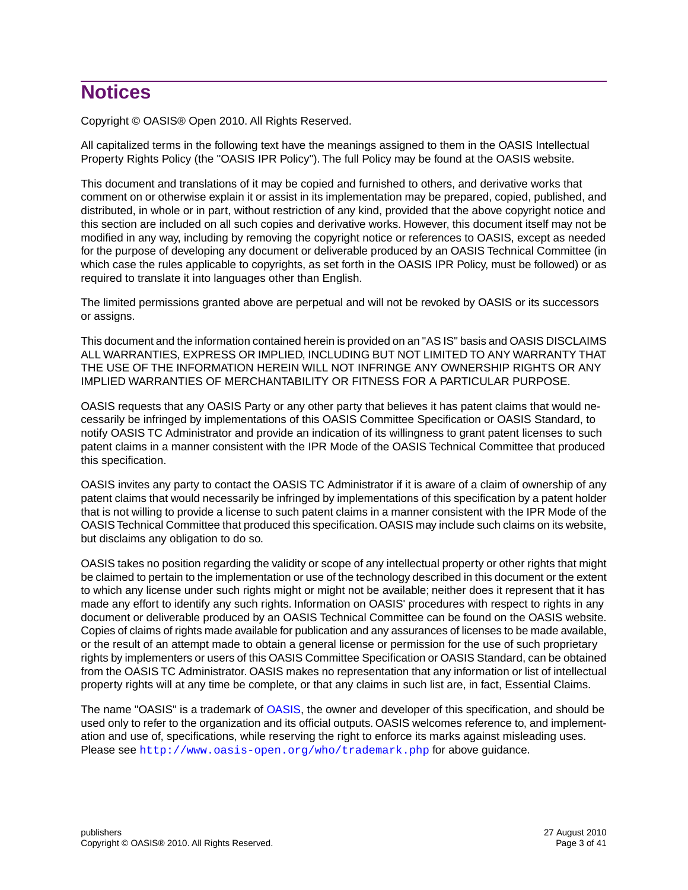# Notices

Copyright © OASIS® Open 2010. All Rights Reserved.

All capitalized terms in the following text have the meanings assigned to them in the OASIS Intellectual Property Rights Policy (the "OASIS IPR Policy"). The full Policy may be found at the OASIS website.

This document and translations of it may be copied and furnished to others, and derivative works that comment on or otherwise explain it or assist in its implementation may be prepared, copied, published, and distributed, in whole or in part, without restriction of any kind, provided that the above copyright notice and this section are included on all such copies and derivative works. However, this document itself may not be modified in any way, including by removing the copyright notice or references to OASIS, except as needed for the purpose of developing any document or deliverable produced by an OASIS Technical Committee (in which case the rules applicable to copyrights, as set forth in the OASIS IPR Policy, must be followed) or as required to translate it into languages other than English.

The limited permissions granted above are perpetual and will not be revoked by OASIS or its successors or assigns.

This document and the information contained herein is provided on an "AS IS" basis and OASIS DISCLAIMS ALL WARRANTIES, EXPRESS OR IMPLIED, INCLUDING BUT NOT LIMITED TO ANY WARRANTY THAT THE USE OF THE INFORMATION HEREIN WILL NOT INFRINGE ANY OWNERSHIP RIGHTS OR ANY IMPLIED WARRANTIES OF MERCHANTABILITY OR FITNESS FOR A PARTICULAR PURPOSE.

OASIS requests that any OASIS Party or any other party that believes it has patent claims that would necessarily be infringed by implementations of this OASIS Committee Specification or OASIS Standard, to notify OASIS TC Administrator and provide an indication of its willingness to grant patent licenses to such patent claims in a manner consistent with the IPR Mode of the OASIS Technical Committee that produced this specification.

OASIS invites any party to contact the OASIS TC Administrator if it is aware of a claim of ownership of any patent claims that would necessarily be infringed by implementations of this specification by a patent holder that is not willing to provide a license to such patent claims in a manner consistent with the IPR Mode of the OASIS Technical Committee that produced this specification. OASIS may include such claims on its website, but disclaims any obligation to do so.

OASIS takes no position regarding the validity or scope of any intellectual property or other rights that might be claimed to pertain to the implementation or use of the technology described in this document or the extent to which any license under such rights might or might not be available; neither does it represent that it has made any effort to identify any such rights. Information on OASIS' procedures with respect to rights in any document or deliverable produced by an OASIS Technical Committee can be found on the OASIS website. Copies of claims of rights made available for publication and any assurances of licenses to be made available, or the result of an attempt made to obtain a general license or permission for the use of such proprietary rights by implementers or users of this OASIS Committee Specification or OASIS Standard, can be obtained from the OASIS TC Administrator. OASIS makes no representation that any information or list of intellectual property rights will at any time be complete, or that any claims in such list are, in fact, Essential Claims.

The name "OASIS" is a trademark of OASIS, the owner and developer of this specification, and should be used only to refer to the organization and its official outputs. OASIS welcomes reference to, and implementation and use of, specifications, while reserving the right to enforce its marks against misleading uses. Please see `http://www.oasis-open.org/who/trademark.php` for above guidance.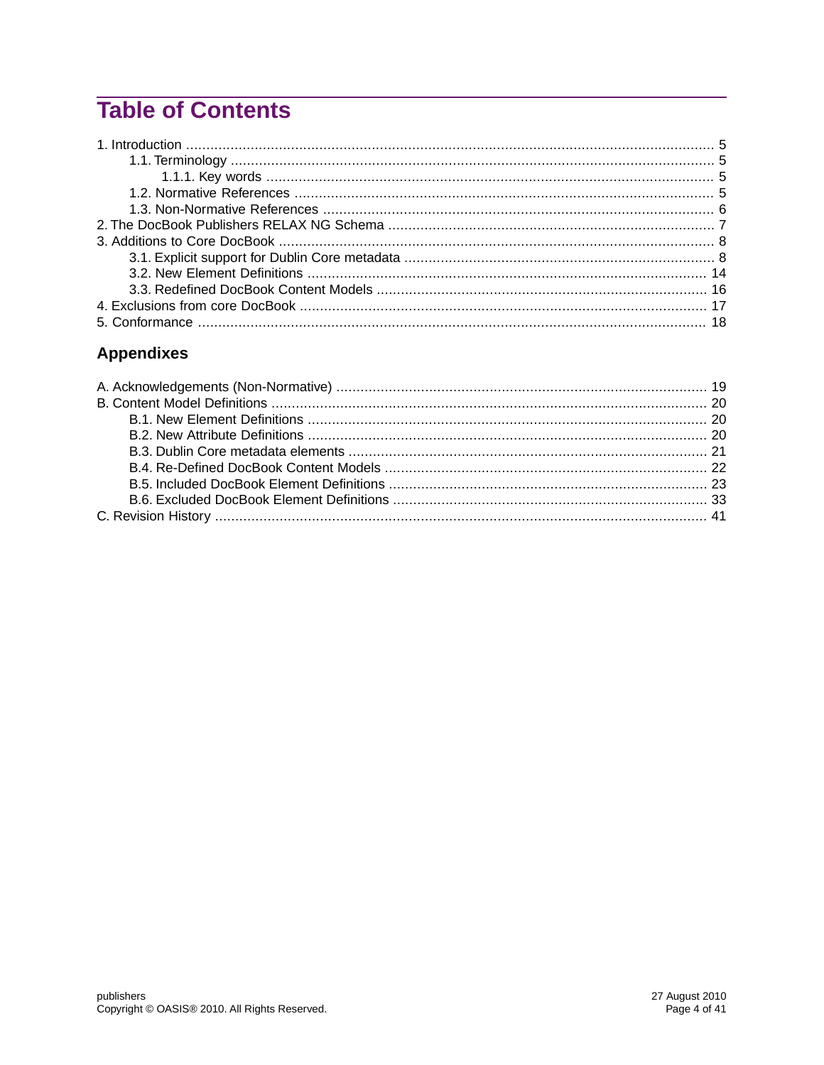# Table of Contents

- 1. Introduction ..... 5
  - 1.1. Terminology ..... 5
    - 1.1.1. Key words ..... 5
  - 1.2. Normative References ..... 5
  - 1.3. Non-Normative References ..... 6
- 2. The DocBook Publishers RELAX NG Schema ..... 7
- 3. Additions to Core DocBook ..... 8
  - 3.1. Explicit support for Dublin Core metadata ..... 8
  - 3.2. New Element Definitions ..... 14
  - 3.3. Redefined DocBook Content Models ..... 16
- 4. Exclusions from core DocBook ..... 17
- 5. Conformance ..... 18

## Appendixes

- A. Acknowledgements (Non-Normative) ..... 19
- B. Content Model Definitions ..... 20
  - B.1. New Element Definitions ..... 20
  - B.2. New Attribute Definitions ..... 20
  - B.3. Dublin Core metadata elements ..... 21
  - B.4. Re-Defined DocBook Content Models ..... 22
  - B.5. Included DocBook Element Definitions ..... 23
  - B.6. Excluded DocBook Element Definitions ..... 33
- C. Revision History ..... 41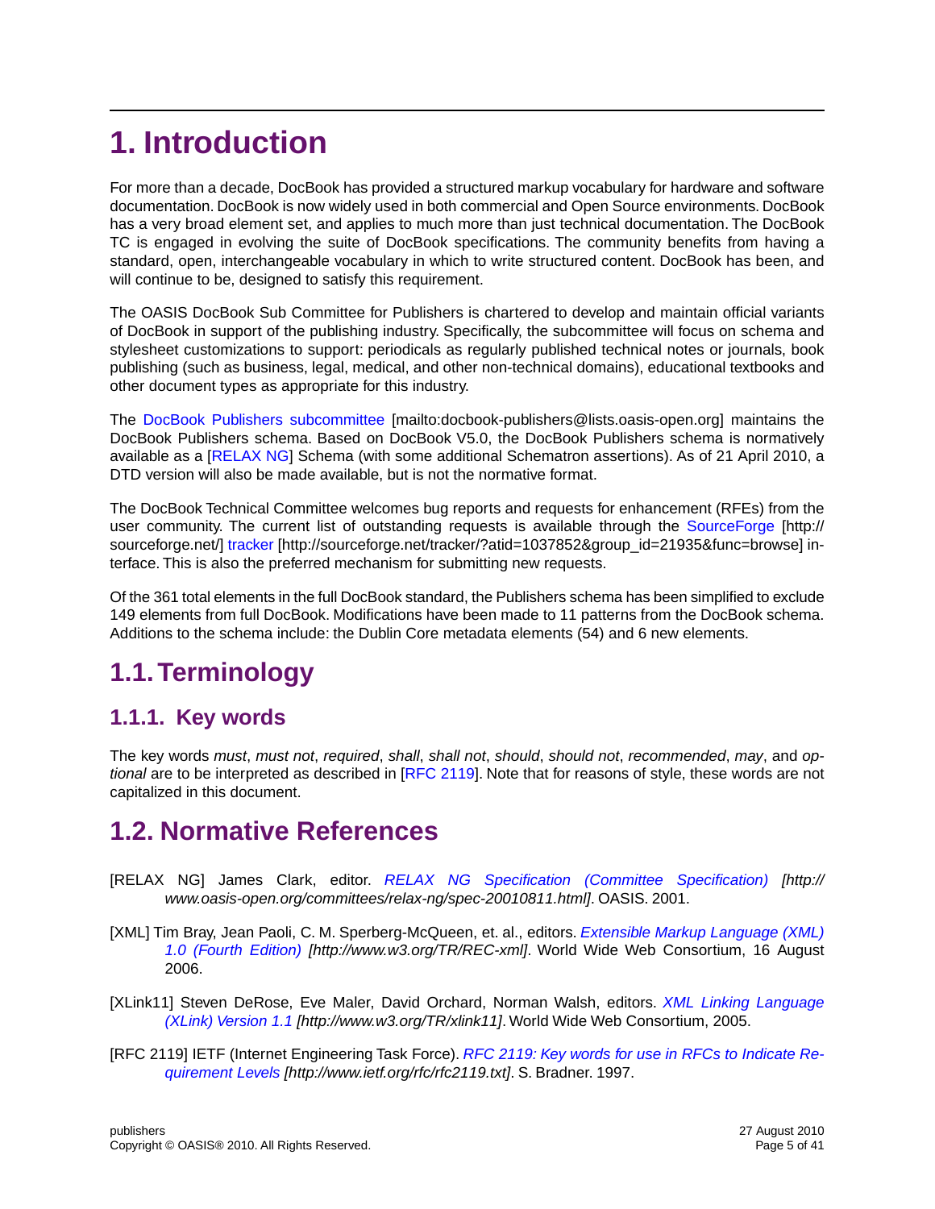# 1. Introduction

For more than a decade, DocBook has provided a structured markup vocabulary for hardware and software documentation. DocBook is now widely used in both commercial and Open Source environments. DocBook has a very broad element set, and applies to much more than just technical documentation. The DocBook TC is engaged in evolving the suite of DocBook specifications. The community benefits from having a standard, open, interchangeable vocabulary in which to write structured content. DocBook has been, and will continue to be, designed to satisfy this requirement.

The OASIS DocBook Sub Committee for Publishers is chartered to develop and maintain official variants of DocBook in support of the publishing industry. Specifically, the subcommittee will focus on schema and stylesheet customizations to support: periodicals as regularly published technical notes or journals, book publishing (such as business, legal, medical, and other non-technical domains), educational textbooks and other document types as appropriate for this industry.

The DocBook Publishers subcommittee [mailto:docbook-publishers@lists.oasis-open.org] maintains the DocBook Publishers schema. Based on DocBook V5.0, the DocBook Publishers schema is normatively available as a [RELAX NG] Schema (with some additional Schematron assertions). As of 21 April 2010, a DTD version will also be made available, but is not the normative format.

The DocBook Technical Committee welcomes bug reports and requests for enhancement (RFEs) from the user community. The current list of outstanding requests is available through the SourceForge [http://sourceforge.net/] tracker [http://sourceforge.net/tracker/?atid=1037852&group_id=21935&func=browse] interface. This is also the preferred mechanism for submitting new requests.

Of the 361 total elements in the full DocBook standard, the Publishers schema has been simplified to exclude 149 elements from full DocBook. Modifications have been made to 11 patterns from the DocBook schema. Additions to the schema include: the Dublin Core metadata elements (54) and 6 new elements.

## 1.1. Terminology

### 1.1.1. Key words

The key words *must*, *must not*, *required*, *shall*, *shall not*, *should*, *should not*, *recommended*, *may*, and *optional* are to be interpreted as described in [RFC 2119]. Note that for reasons of style, these words are not capitalized in this document.

## 1.2. Normative References

[RELAX NG] James Clark, editor. *RELAX NG Specification (Committee Specification) [http://www.oasis-open.org/committees/relax-ng/spec-20010811.html]*. OASIS. 2001.

[XML] Tim Bray, Jean Paoli, C. M. Sperberg-McQueen, et. al., editors. *Extensible Markup Language (XML) 1.0 (Fourth Edition) [http://www.w3.org/TR/REC-xml]*. World Wide Web Consortium, 16 August 2006.

[XLink11] Steven DeRose, Eve Maler, David Orchard, Norman Walsh, editors. *XML Linking Language (XLink) Version 1.1 [http://www.w3.org/TR/xlink11]*. World Wide Web Consortium, 2005.

[RFC 2119] IETF (Internet Engineering Task Force). *RFC 2119: Key words for use in RFCs to Indicate Requirement Levels [http://www.ietf.org/rfc/rfc2119.txt]*. S. Bradner. 1997.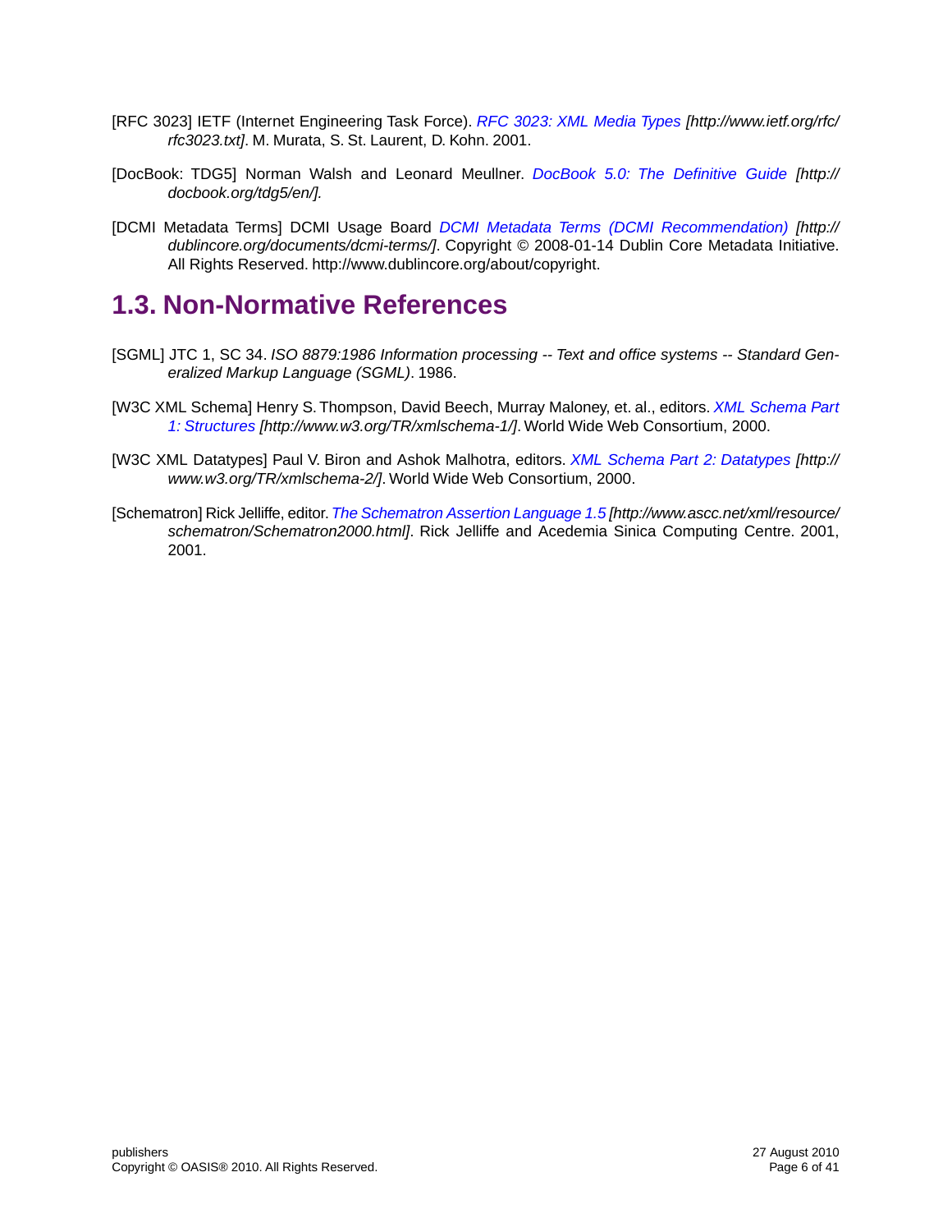[RFC 3023] IETF (Internet Engineering Task Force). *RFC 3023: XML Media Types [http://www.ietf.org/rfc/rfc3023.txt]*. M. Murata, S. St. Laurent, D. Kohn. 2001.

[DocBook: TDG5] Norman Walsh and Leonard Meullner. *DocBook 5.0: The Definitive Guide [http://docbook.org/tdg5/en/].*

[DCMI Metadata Terms] DCMI Usage Board *DCMI Metadata Terms (DCMI Recommendation) [http://dublincore.org/documents/dcmi-terms/]*. Copyright © 2008-01-14 Dublin Core Metadata Initiative. All Rights Reserved. http://www.dublincore.org/about/copyright.

## 1.3. Non-Normative References

[SGML] JTC 1, SC 34. *ISO 8879:1986 Information processing -- Text and office systems -- Standard Generalized Markup Language (SGML)*. 1986.

[W3C XML Schema] Henry S. Thompson, David Beech, Murray Maloney, et. al., editors. *XML Schema Part 1: Structures [http://www.w3.org/TR/xmlschema-1/]*. World Wide Web Consortium, 2000.

[W3C XML Datatypes] Paul V. Biron and Ashok Malhotra, editors. *XML Schema Part 2: Datatypes [http://www.w3.org/TR/xmlschema-2/]*. World Wide Web Consortium, 2000.

[Schematron] Rick Jelliffe, editor. *The Schematron Assertion Language 1.5 [http://www.ascc.net/xml/resource/schematron/Schematron2000.html]*. Rick Jelliffe and Acedemia Sinica Computing Centre. 2001, 2001.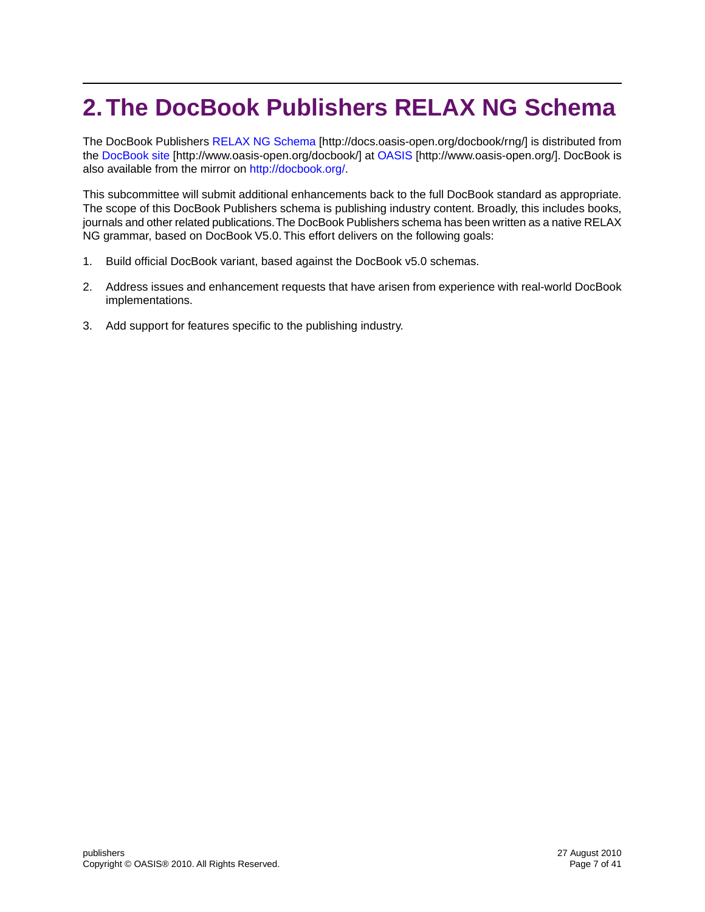# 2. The DocBook Publishers RELAX NG Schema

The DocBook Publishers RELAX NG Schema [http://docs.oasis-open.org/docbook/rng/] is distributed from the DocBook site [http://www.oasis-open.org/docbook/] at OASIS [http://www.oasis-open.org/]. DocBook is also available from the mirror on http://docbook.org/.

This subcommittee will submit additional enhancements back to the full DocBook standard as appropriate. The scope of this DocBook Publishers schema is publishing industry content. Broadly, this includes books, journals and other related publications. The DocBook Publishers schema has been written as a native RELAX NG grammar, based on DocBook V5.0. This effort delivers on the following goals:

1. Build official DocBook variant, based against the DocBook v5.0 schemas.
2. Address issues and enhancement requests that have arisen from experience with real-world DocBook implementations.
3. Add support for features specific to the publishing industry.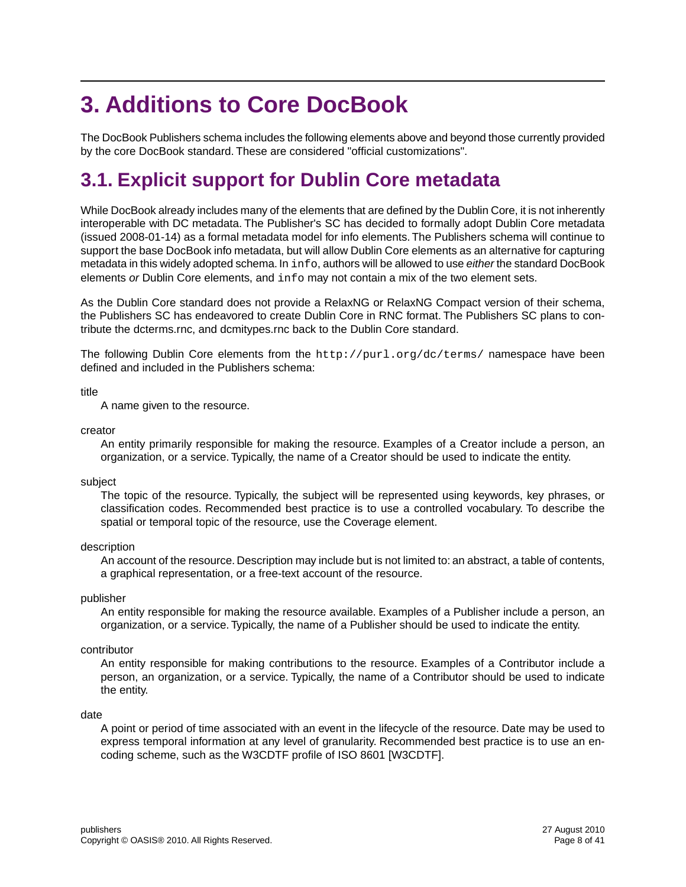# 3. Additions to Core DocBook

The DocBook Publishers schema includes the following elements above and beyond those currently provided by the core DocBook standard. These are considered "official customizations".

## 3.1. Explicit support for Dublin Core metadata

While DocBook already includes many of the elements that are defined by the Dublin Core, it is not inherently interoperable with DC metadata. The Publisher's SC has decided to formally adopt Dublin Core metadata (issued 2008-01-14) as a formal metadata model for info elements. The Publishers schema will continue to support the base DocBook info metadata, but will allow Dublin Core elements as an alternative for capturing metadata in this widely adopted schema. In `info`, authors will be allowed to use *either* the standard DocBook elements *or* Dublin Core elements, and `info` may not contain a mix of the two element sets.

As the Dublin Core standard does not provide a RelaxNG or RelaxNG Compact version of their schema, the Publishers SC has endeavored to create Dublin Core in RNC format. The Publishers SC plans to contribute the dcterms.rnc, and dcmitypes.rnc back to the Dublin Core standard.

The following Dublin Core elements from the `http://purl.org/dc/terms/` namespace have been defined and included in the Publishers schema:

title
: A name given to the resource.

creator
: An entity primarily responsible for making the resource. Examples of a Creator include a person, an organization, or a service. Typically, the name of a Creator should be used to indicate the entity.

subject
: The topic of the resource. Typically, the subject will be represented using keywords, key phrases, or classification codes. Recommended best practice is to use a controlled vocabulary. To describe the spatial or temporal topic of the resource, use the Coverage element.

description
: An account of the resource. Description may include but is not limited to: an abstract, a table of contents, a graphical representation, or a free-text account of the resource.

publisher
: An entity responsible for making the resource available. Examples of a Publisher include a person, an organization, or a service. Typically, the name of a Publisher should be used to indicate the entity.

contributor
: An entity responsible for making contributions to the resource. Examples of a Contributor include a person, an organization, or a service. Typically, the name of a Contributor should be used to indicate the entity.

date
: A point or period of time associated with an event in the lifecycle of the resource. Date may be used to express temporal information at any level of granularity. Recommended best practice is to use an encoding scheme, such as the W3CDTF profile of ISO 8601 [W3CDTF].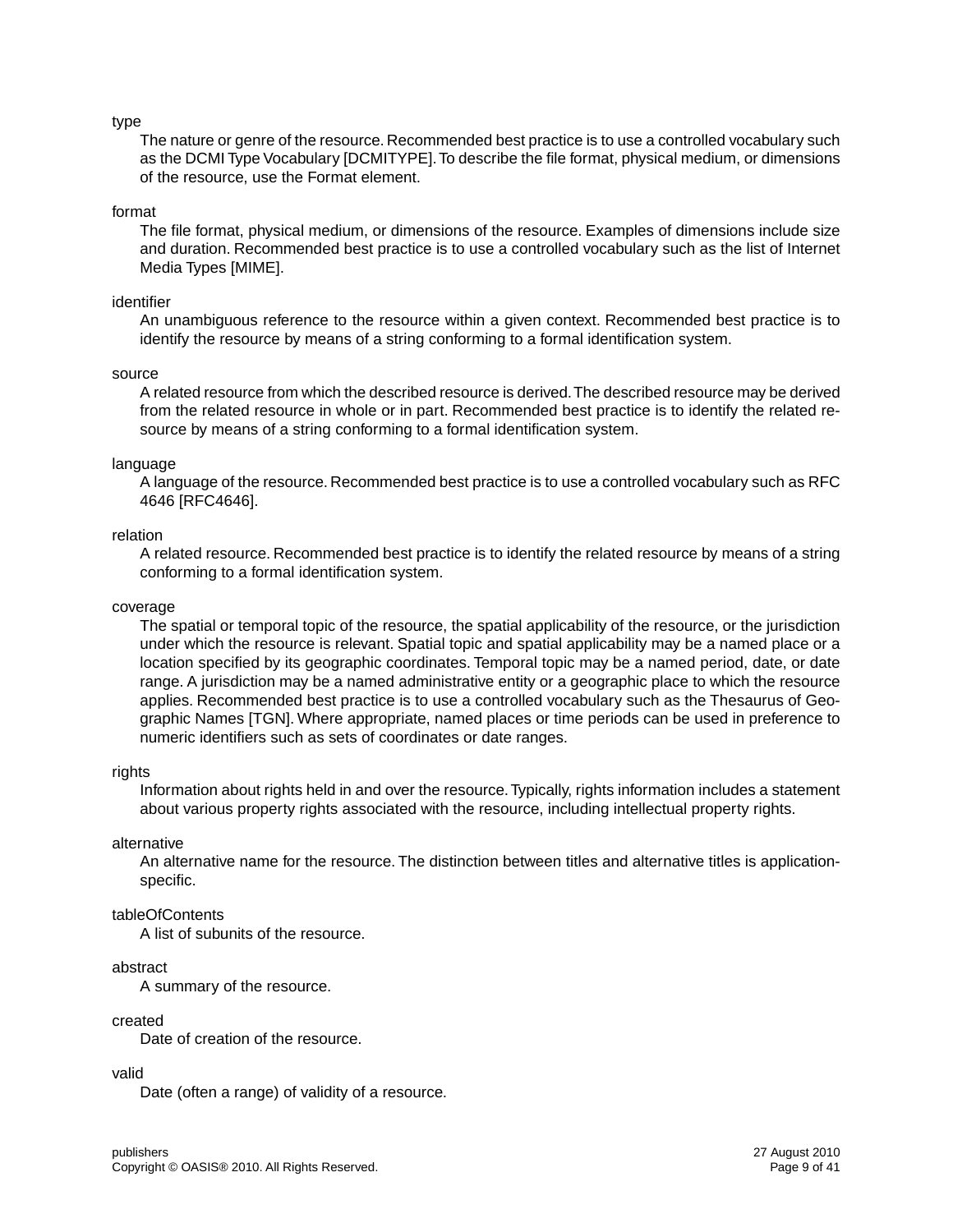type
: The nature or genre of the resource. Recommended best practice is to use a controlled vocabulary such as the DCMI Type Vocabulary [DCMITYPE]. To describe the file format, physical medium, or dimensions of the resource, use the Format element.

format
: The file format, physical medium, or dimensions of the resource. Examples of dimensions include size and duration. Recommended best practice is to use a controlled vocabulary such as the list of Internet Media Types [MIME].

identifier
: An unambiguous reference to the resource within a given context. Recommended best practice is to identify the resource by means of a string conforming to a formal identification system.

source
: A related resource from which the described resource is derived. The described resource may be derived from the related resource in whole or in part. Recommended best practice is to identify the related resource by means of a string conforming to a formal identification system.

language
: A language of the resource. Recommended best practice is to use a controlled vocabulary such as RFC 4646 [RFC4646].

relation
: A related resource. Recommended best practice is to identify the related resource by means of a string conforming to a formal identification system.

coverage
: The spatial or temporal topic of the resource, the spatial applicability of the resource, or the jurisdiction under which the resource is relevant. Spatial topic and spatial applicability may be a named place or a location specified by its geographic coordinates. Temporal topic may be a named period, date, or date range. A jurisdiction may be a named administrative entity or a geographic place to which the resource applies. Recommended best practice is to use a controlled vocabulary such as the Thesaurus of Geographic Names [TGN]. Where appropriate, named places or time periods can be used in preference to numeric identifiers such as sets of coordinates or date ranges.

rights
: Information about rights held in and over the resource. Typically, rights information includes a statement about various property rights associated with the resource, including intellectual property rights.

alternative
: An alternative name for the resource. The distinction between titles and alternative titles is application-specific.

tableOfContents
: A list of subunits of the resource.

abstract
: A summary of the resource.

created
: Date of creation of the resource.

valid
: Date (often a range) of validity of a resource.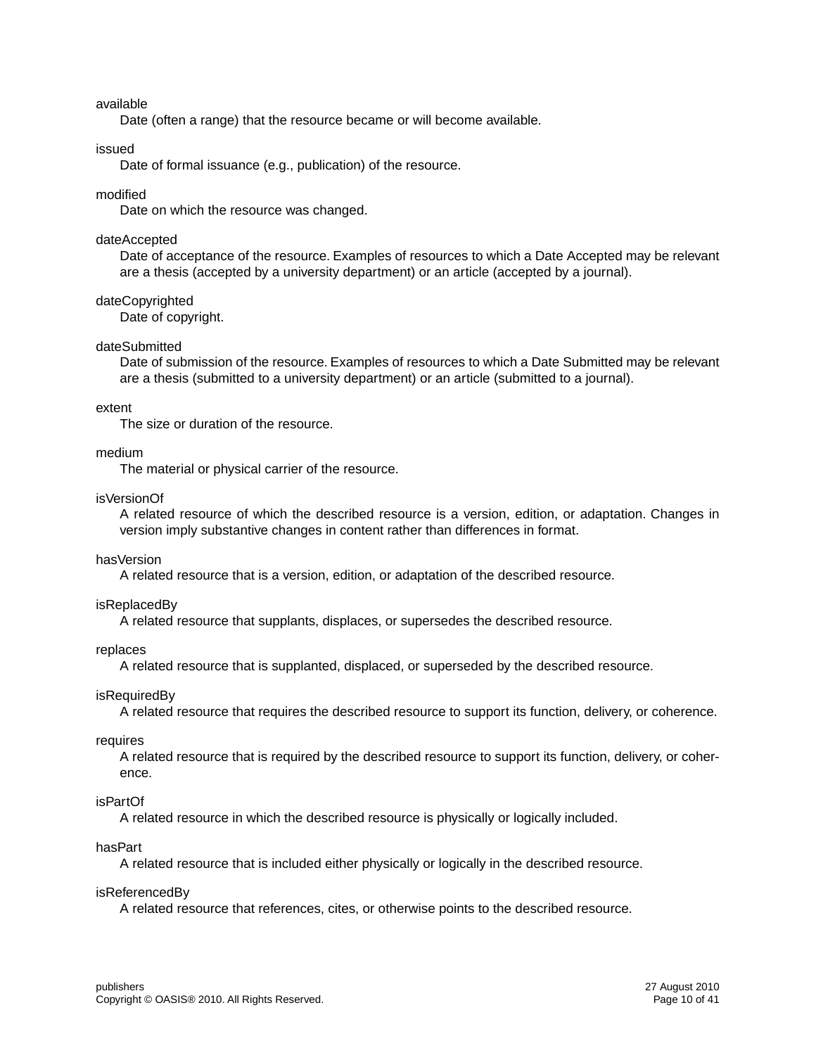available
: Date (often a range) that the resource became or will become available.

issued
: Date of formal issuance (e.g., publication) of the resource.

modified
: Date on which the resource was changed.

dateAccepted
: Date of acceptance of the resource. Examples of resources to which a Date Accepted may be relevant are a thesis (accepted by a university department) or an article (accepted by a journal).

dateCopyrighted
: Date of copyright.

dateSubmitted
: Date of submission of the resource. Examples of resources to which a Date Submitted may be relevant are a thesis (submitted to a university department) or an article (submitted to a journal).

extent
: The size or duration of the resource.

medium
: The material or physical carrier of the resource.

isVersionOf
: A related resource of which the described resource is a version, edition, or adaptation. Changes in version imply substantive changes in content rather than differences in format.

hasVersion
: A related resource that is a version, edition, or adaptation of the described resource.

isReplacedBy
: A related resource that supplants, displaces, or supersedes the described resource.

replaces
: A related resource that is supplanted, displaced, or superseded by the described resource.

isRequiredBy
: A related resource that requires the described resource to support its function, delivery, or coherence.

requires
: A related resource that is required by the described resource to support its function, delivery, or coherence.

isPartOf
: A related resource in which the described resource is physically or logically included.

hasPart
: A related resource that is included either physically or logically in the described resource.

isReferencedBy
: A related resource that references, cites, or otherwise points to the described resource.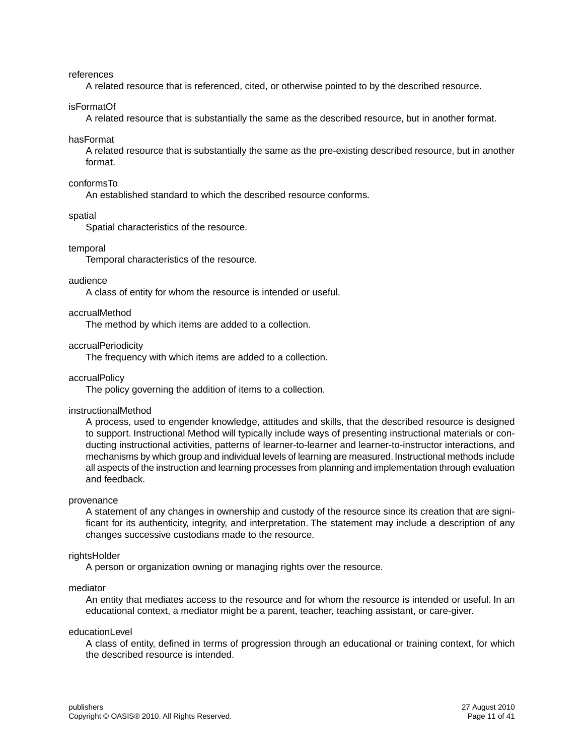references
: A related resource that is referenced, cited, or otherwise pointed to by the described resource.

isFormatOf
: A related resource that is substantially the same as the described resource, but in another format.

hasFormat
: A related resource that is substantially the same as the pre-existing described resource, but in another format.

conformsTo
: An established standard to which the described resource conforms.

spatial
: Spatial characteristics of the resource.

temporal
: Temporal characteristics of the resource.

audience
: A class of entity for whom the resource is intended or useful.

accrualMethod
: The method by which items are added to a collection.

accrualPeriodicity
: The frequency with which items are added to a collection.

accrualPolicy
: The policy governing the addition of items to a collection.

instructionalMethod
: A process, used to engender knowledge, attitudes and skills, that the described resource is designed to support. Instructional Method will typically include ways of presenting instructional materials or conducting instructional activities, patterns of learner-to-learner and learner-to-instructor interactions, and mechanisms by which group and individual levels of learning are measured. Instructional methods include all aspects of the instruction and learning processes from planning and implementation through evaluation and feedback.

provenance
: A statement of any changes in ownership and custody of the resource since its creation that are significant for its authenticity, integrity, and interpretation. The statement may include a description of any changes successive custodians made to the resource.

rightsHolder
: A person or organization owning or managing rights over the resource.

mediator
: An entity that mediates access to the resource and for whom the resource is intended or useful. In an educational context, a mediator might be a parent, teacher, teaching assistant, or care-giver.

educationLevel
: A class of entity, defined in terms of progression through an educational or training context, for which the described resource is intended.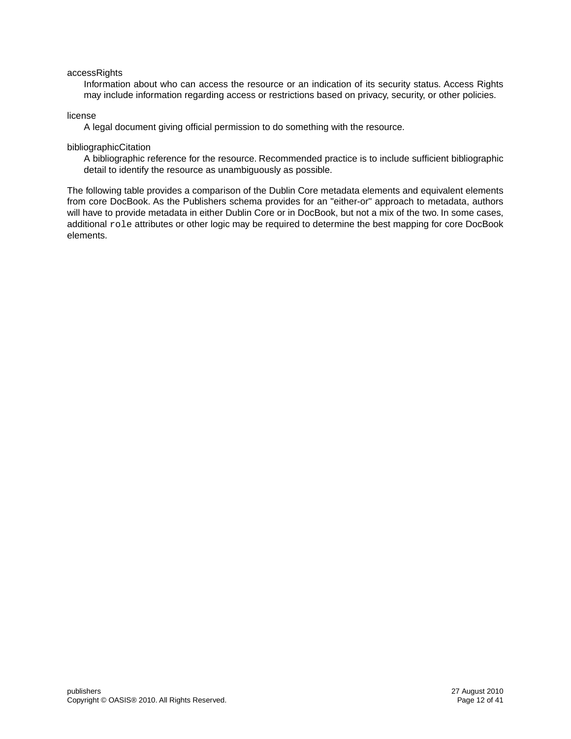accessRights

Information about who can access the resource or an indication of its security status. Access Rights may include information regarding access or restrictions based on privacy, security, or other policies.

license

A legal document giving official permission to do something with the resource.

bibliographicCitation

A bibliographic reference for the resource. Recommended practice is to include sufficient bibliographic detail to identify the resource as unambiguously as possible.

The following table provides a comparison of the Dublin Core metadata elements and equivalent elements from core DocBook. As the Publishers schema provides for an "either-or" approach to metadata, authors will have to provide metadata in either Dublin Core or in DocBook, but not a mix of the two. In some cases, additional `role` attributes or other logic may be required to determine the best mapping for core DocBook elements.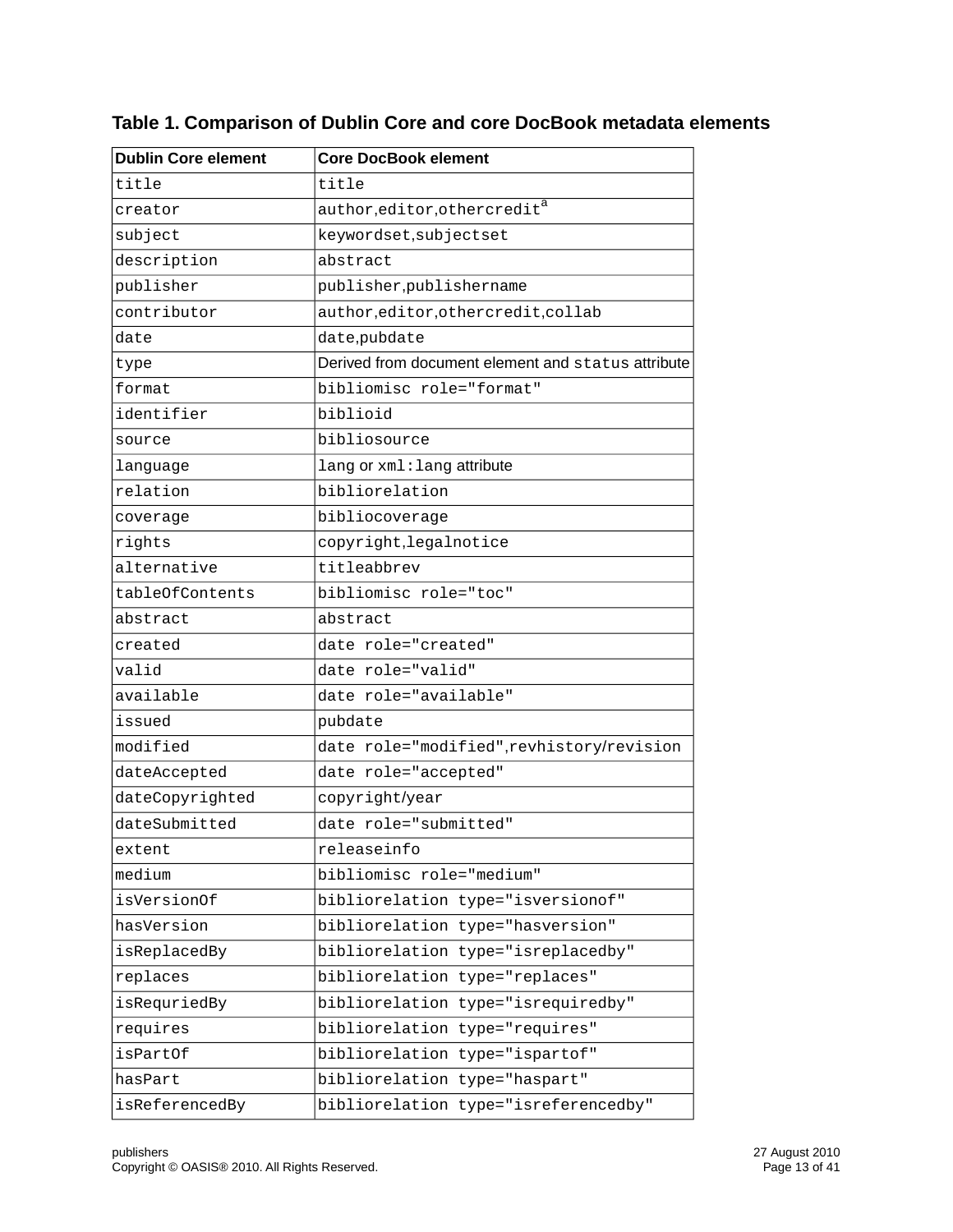**Table 1. Comparison of Dublin Core and core DocBook metadata elements**

| Dublin Core element | Core DocBook element |
| --- | --- |
| title | title |
| creator | author,editor,othercredit[a] |
| subject | keywordset,subjectset |
| description | abstract |
| publisher | publisher,publishername |
| contributor | author,editor,othercredit,collab |
| date | date,pubdate |
| type | Derived from document element and status attribute |
| format | bibliomisc role="format" |
| identifier | biblioid |
| source | bibliosource |
| language | lang or xml:lang attribute |
| relation | bibliorelation |
| coverage | bibliocoverage |
| rights | copyright,legalnotice |
| alternative | titleabbrev |
| tableOfContents | bibliomisc role="toc" |
| abstract | abstract |
| created | date role="created" |
| valid | date role="valid" |
| available | date role="available" |
| issued | pubdate |
| modified | date role="modified",revhistory/revision |
| dateAccepted | date role="accepted" |
| dateCopyrighted | copyright/year |
| dateSubmitted | date role="submitted" |
| extent | releaseinfo |
| medium | bibliomisc role="medium" |
| isVersionOf | bibliorelation type="isversionof" |
| hasVersion | bibliorelation type="hasversion" |
| isReplacedBy | bibliorelation type="isreplacedby" |
| replaces | bibliorelation type="replaces" |
| isRequriedBy | bibliorelation type="isrequiredby" |
| requires | bibliorelation type="requires" |
| isPartOf | bibliorelation type="ispartof" |
| hasPart | bibliorelation type="haspart" |
| isReferencedBy | bibliorelation type="isreferencedby" |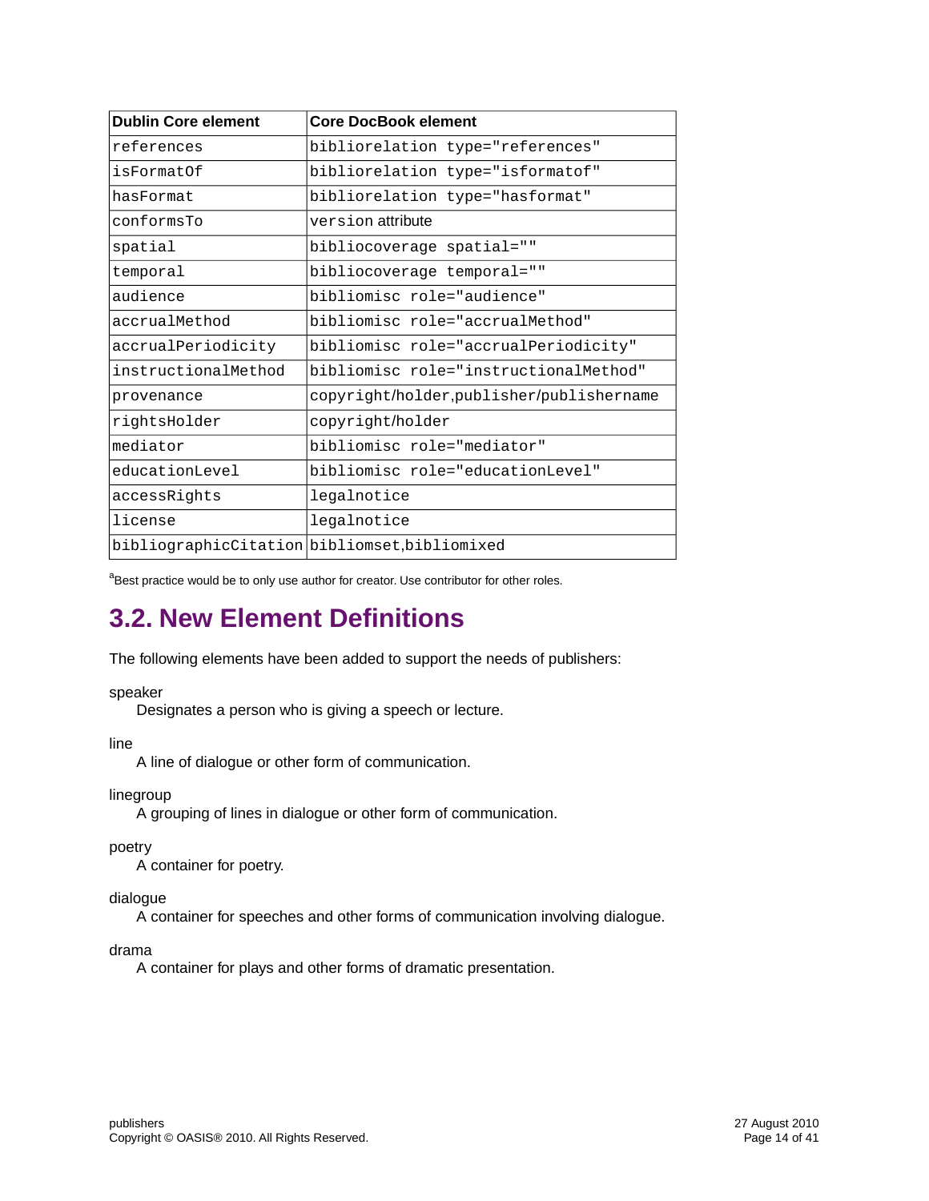| Dublin Core element | Core DocBook element |
|---|---|
| references | bibliorelation type="references" |
| isFormatOf | bibliorelation type="isformatof" |
| hasFormat | bibliorelation type="hasformat" |
| conformsTo | version attribute |
| spatial | bibliocoverage spatial="" |
| temporal | bibliocoverage temporal="" |
| audience | bibliomisc role="audience" |
| accrualMethod | bibliomisc role="accrualMethod" |
| accrualPeriodicity | bibliomisc role="accrualPeriodicity" |
| instructionalMethod | bibliomisc role="instructionalMethod" |
| provenance | copyright/holder,publisher/publishername |
| rightsHolder | copyright/holder |
| mediator | bibliomisc role="mediator" |
| educationLevel | bibliomisc role="educationLevel" |
| accessRights | legalnotice |
| license | legalnotice |
| bibliographicCitation | bibliomset,bibliomixed |

[a]Best practice would be to only use author for creator. Use contributor for other roles.

## 3.2. New Element Definitions

The following elements have been added to support the needs of publishers:

speaker
: Designates a person who is giving a speech or lecture.

line
: A line of dialogue or other form of communication.

linegroup
: A grouping of lines in dialogue or other form of communication.

poetry
: A container for poetry.

dialogue
: A container for speeches and other forms of communication involving dialogue.

drama
: A container for plays and other forms of dramatic presentation.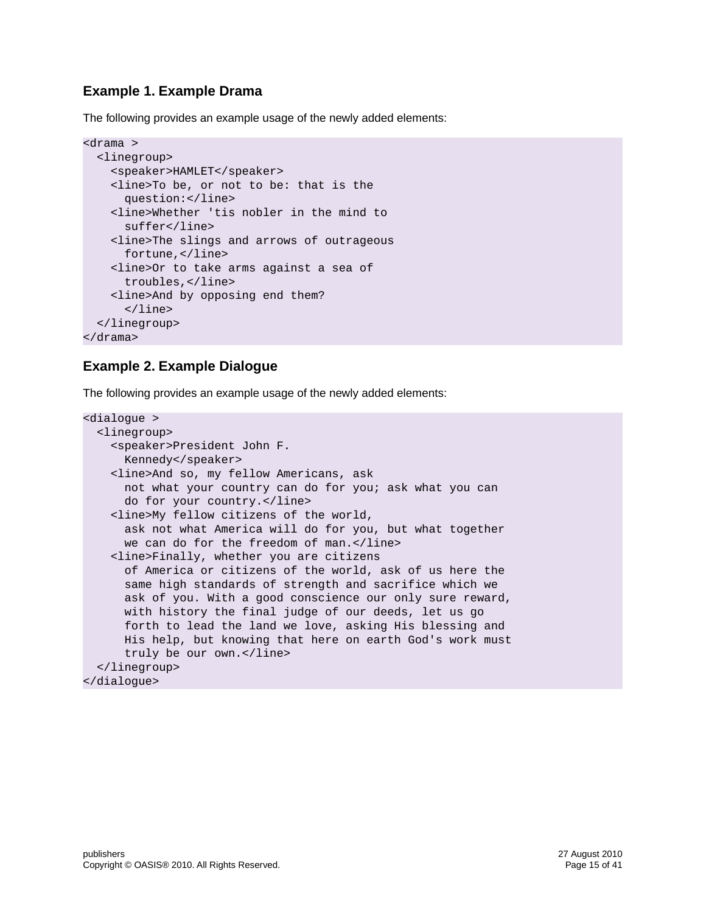### Example 1. Example Drama

The following provides an example usage of the newly added elements:

```
<drama >
  <linegroup>
    <speaker>HAMLET</speaker>
    <line>To be, or not to be: that is the
      question:</line>
    <line>Whether 'tis nobler in the mind to
      suffer</line>
    <line>The slings and arrows of outrageous
      fortune,</line>
    <line>Or to take arms against a sea of
      troubles,</line>
    <line>And by opposing end them?
      </line>
  </linegroup>
</drama>
```

### Example 2. Example Dialogue

The following provides an example usage of the newly added elements:

```
<dialogue >
  <linegroup>
    <speaker>President John F.
      Kennedy</speaker>
    <line>And so, my fellow Americans, ask
      not what your country can do for you; ask what you can
      do for your country.</line>
    <line>My fellow citizens of the world,
      ask not what America will do for you, but what together
      we can do for the freedom of man.</line>
    <line>Finally, whether you are citizens
      of America or citizens of the world, ask of us here the
      same high standards of strength and sacrifice which we
      ask of you. With a good conscience our only sure reward,
      with history the final judge of our deeds, let us go
      forth to lead the land we love, asking His blessing and
      His help, but knowing that here on earth God's work must
      truly be our own.</line>
  </linegroup>
</dialogue>
```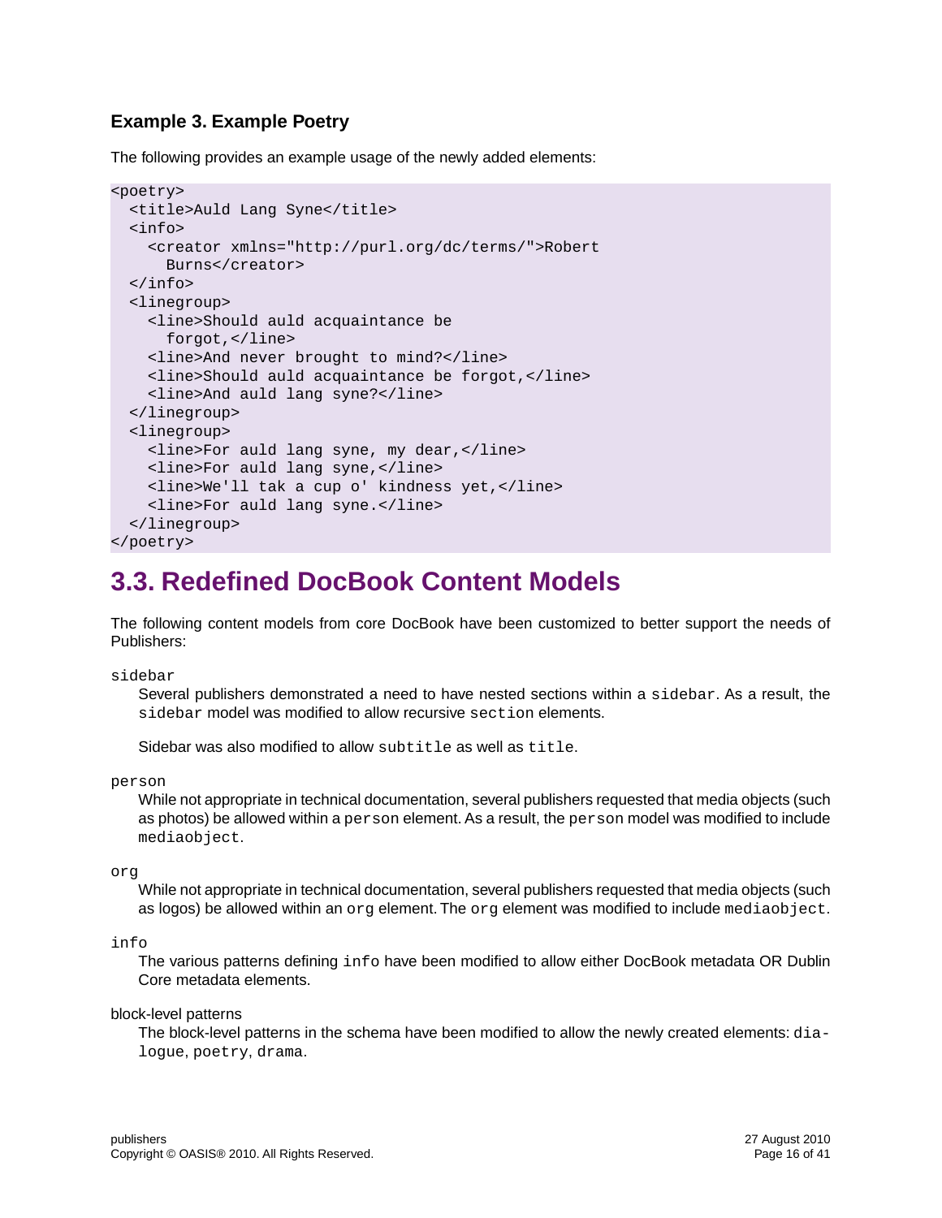### Example 3. Example Poetry

The following provides an example usage of the newly added elements:

```
<poetry>
  <title>Auld Lang Syne</title>
  <info>
    <creator xmlns="http://purl.org/dc/terms/">Robert
      Burns</creator>
  </info>
  <linegroup>
    <line>Should auld acquaintance be
      forgot,</line>
    <line>And never brought to mind?</line>
    <line>Should auld acquaintance be forgot,</line>
    <line>And auld lang syne?</line>
  </linegroup>
  <linegroup>
    <line>For auld lang syne, my dear,</line>
    <line>For auld lang syne,</line>
    <line>We'll tak a cup o' kindness yet,</line>
    <line>For auld lang syne.</line>
  </linegroup>
</poetry>
```

## 3.3. Redefined DocBook Content Models

The following content models from core DocBook have been customized to better support the needs of Publishers:

`sidebar`
: Several publishers demonstrated a need to have nested sections within a `sidebar`. As a result, the `sidebar` model was modified to allow recursive `section` elements.

  Sidebar was also modified to allow `subtitle` as well as `title`.

`person`
: While not appropriate in technical documentation, several publishers requested that media objects (such as photos) be allowed within a `person` element. As a result, the `person` model was modified to include `mediaobject`.

`org`
: While not appropriate in technical documentation, several publishers requested that media objects (such as logos) be allowed within an `org` element. The `org` element was modified to include `mediaobject`.

`info`
: The various patterns defining `info` have been modified to allow either DocBook metadata OR Dublin Core metadata elements.

block-level patterns
: The block-level patterns in the schema have been modified to allow the newly created elements: `dialogue`, `poetry`, `drama`.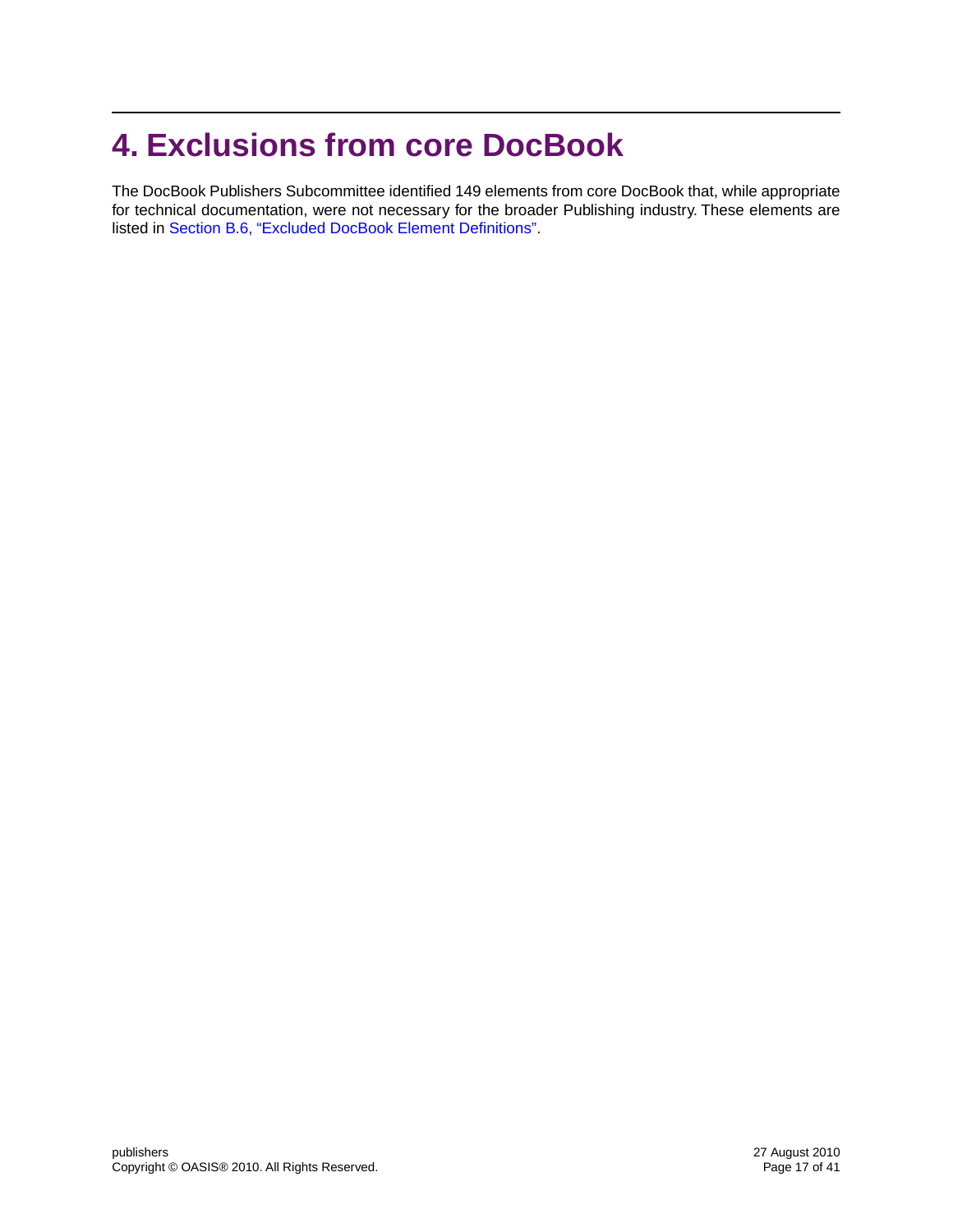# 4. Exclusions from core DocBook

The DocBook Publishers Subcommittee identified 149 elements from core DocBook that, while appropriate for technical documentation, were not necessary for the broader Publishing industry. These elements are listed in Section B.6, "Excluded DocBook Element Definitions".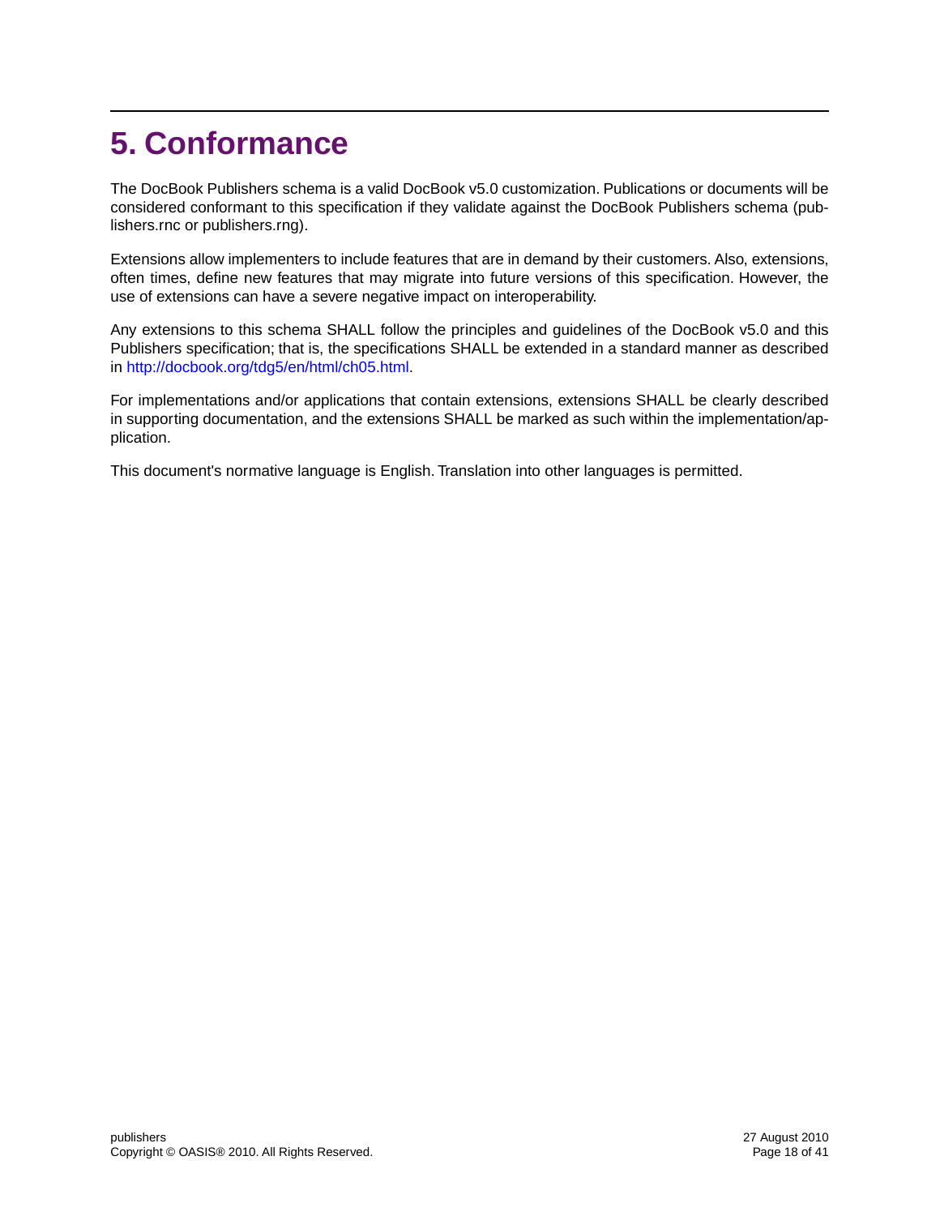# 5. Conformance

The DocBook Publishers schema is a valid DocBook v5.0 customization. Publications or documents will be considered conformant to this specification if they validate against the DocBook Publishers schema (publishers.rnc or publishers.rng).

Extensions allow implementers to include features that are in demand by their customers. Also, extensions, often times, define new features that may migrate into future versions of this specification. However, the use of extensions can have a severe negative impact on interoperability.

Any extensions to this schema SHALL follow the principles and guidelines of the DocBook v5.0 and this Publishers specification; that is, the specifications SHALL be extended in a standard manner as described in http://docbook.org/tdg5/en/html/ch05.html.

For implementations and/or applications that contain extensions, extensions SHALL be clearly described in supporting documentation, and the extensions SHALL be marked as such within the implementation/application.

This document's normative language is English. Translation into other languages is permitted.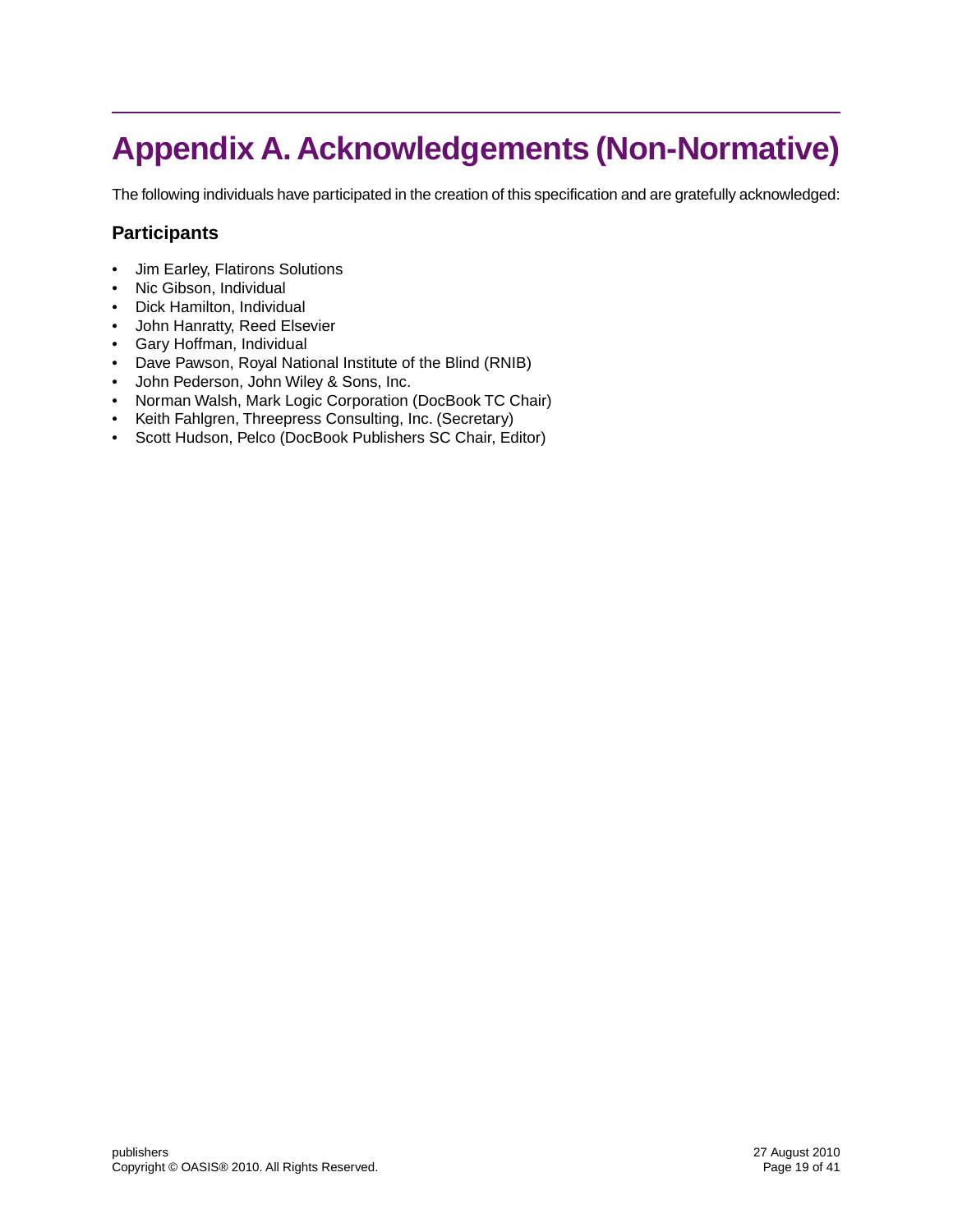# Appendix A. Acknowledgements (Non-Normative)

The following individuals have participated in the creation of this specification and are gratefully acknowledged:

### Participants

- Jim Earley, Flatirons Solutions
- Nic Gibson, Individual
- Dick Hamilton, Individual
- John Hanratty, Reed Elsevier
- Gary Hoffman, Individual
- Dave Pawson, Royal National Institute of the Blind (RNIB)
- John Pederson, John Wiley & Sons, Inc.
- Norman Walsh, Mark Logic Corporation (DocBook TC Chair)
- Keith Fahlgren, Threepress Consulting, Inc. (Secretary)
- Scott Hudson, Pelco (DocBook Publishers SC Chair, Editor)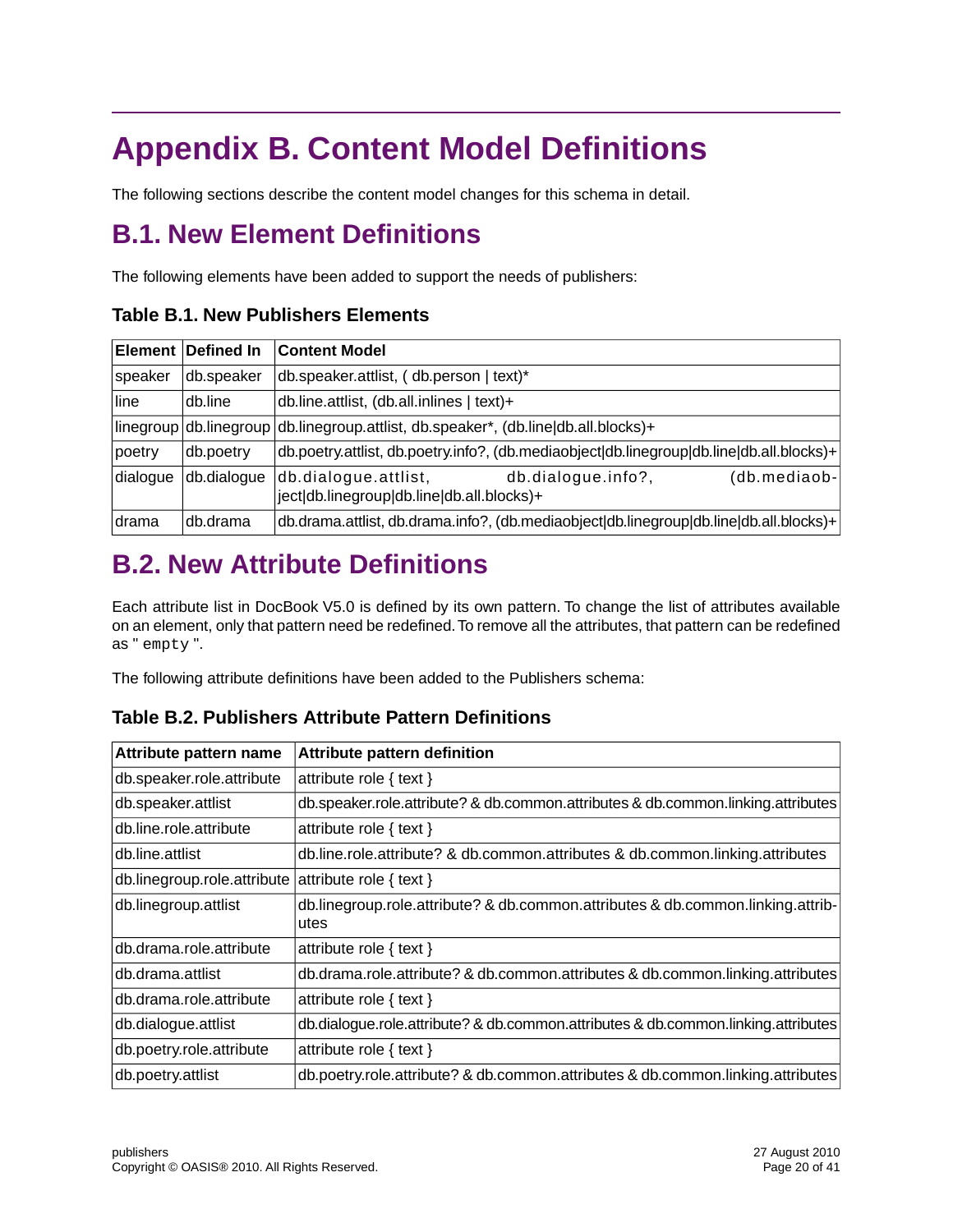# Appendix B. Content Model Definitions

The following sections describe the content model changes for this schema in detail.

## B.1. New Element Definitions

The following elements have been added to support the needs of publishers:

### Table B.1. New Publishers Elements

| Element | Defined In | Content Model |
|---|---|---|
| speaker | db.speaker | db.speaker.attlist, ( db.person \| text)* |
| line | db.line | db.line.attlist, (db.all.inlines \| text)+ |
| linegroup | db.linegroup | db.linegroup.attlist, db.speaker*, (db.line\|db.all.blocks)+ |
| poetry | db.poetry | db.poetry.attlist, db.poetry.info?, (db.mediaobject\|db.linegroup\|db.line\|db.all.blocks)+ |
| dialogue | db.dialogue | db.dialogue.attlist, db.dialogue.info?, (db.mediaobject\|db.linegroup\|db.line\|db.all.blocks)+ |
| drama | db.drama | db.drama.attlist, db.drama.info?, (db.mediaobject\|db.linegroup\|db.line\|db.all.blocks)+ |

## B.2. New Attribute Definitions

Each attribute list in DocBook V5.0 is defined by its own pattern. To change the list of attributes available on an element, only that pattern need be redefined. To remove all the attributes, that pattern can be redefined as " `empty` ".

The following attribute definitions have been added to the Publishers schema:

### Table B.2. Publishers Attribute Pattern Definitions

| Attribute pattern name | Attribute pattern definition |
|---|---|
| db.speaker.role.attribute | attribute role { text } |
| db.speaker.attlist | db.speaker.role.attribute? & db.common.attributes & db.common.linking.attributes |
| db.line.role.attribute | attribute role { text } |
| db.line.attlist | db.line.role.attribute? & db.common.attributes & db.common.linking.attributes |
| db.linegroup.role.attribute | attribute role { text } |
| db.linegroup.attlist | db.linegroup.role.attribute? & db.common.attributes & db.common.linking.attributes |
| db.drama.role.attribute | attribute role { text } |
| db.drama.attlist | db.drama.role.attribute? & db.common.attributes & db.common.linking.attributes |
| db.drama.role.attribute | attribute role { text } |
| db.dialogue.attlist | db.dialogue.role.attribute? & db.common.attributes & db.common.linking.attributes |
| db.poetry.role.attribute | attribute role { text } |
| db.poetry.attlist | db.poetry.role.attribute? & db.common.attributes & db.common.linking.attributes |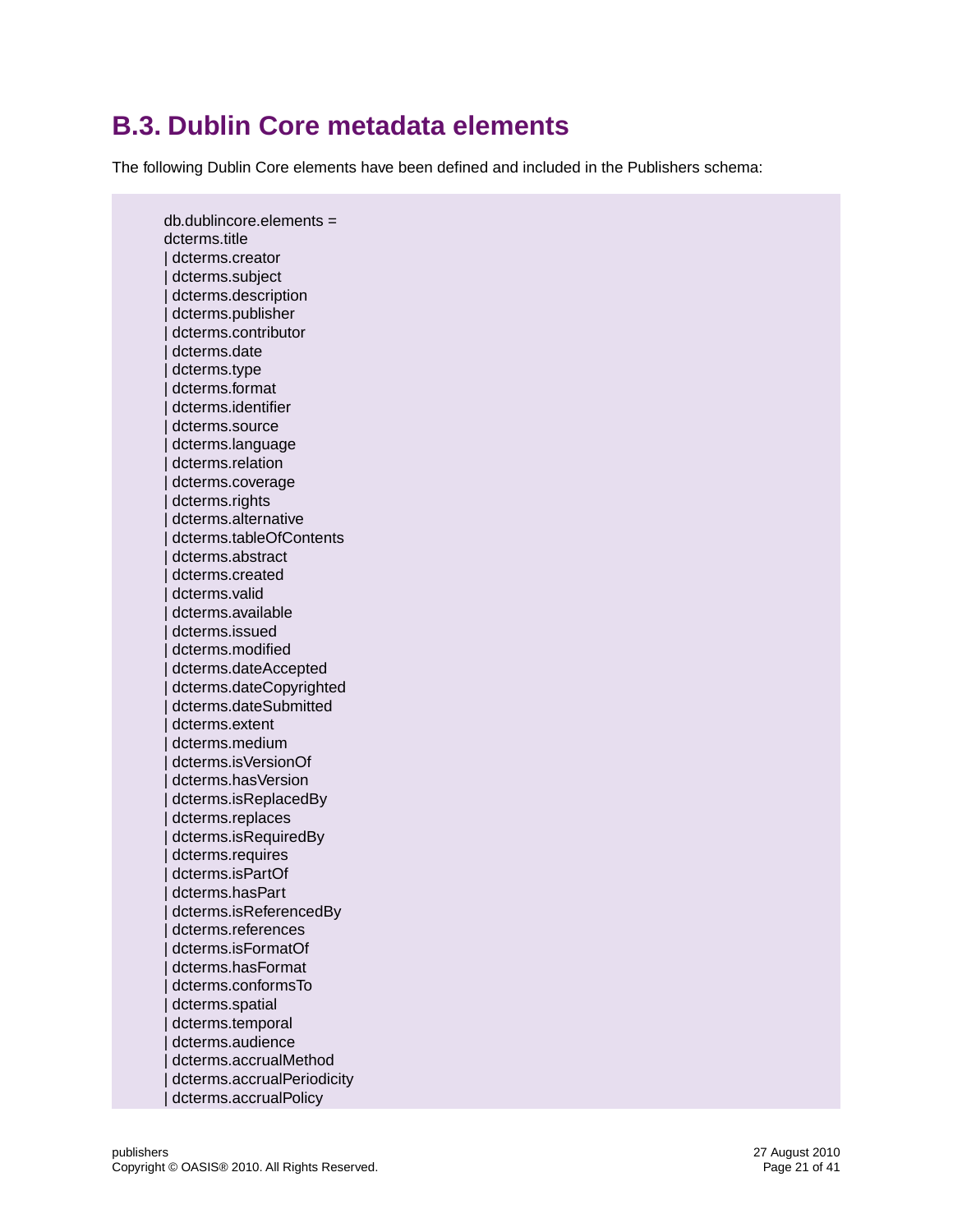## B.3. Dublin Core metadata elements

The following Dublin Core elements have been defined and included in the Publishers schema:

```
db.dublincore.elements =
dcterms.title
| dcterms.creator
| dcterms.subject
| dcterms.description
| dcterms.publisher
| dcterms.contributor
| dcterms.date
| dcterms.type
| dcterms.format
| dcterms.identifier
| dcterms.source
| dcterms.language
| dcterms.relation
| dcterms.coverage
| dcterms.rights
| dcterms.alternative
| dcterms.tableOfContents
| dcterms.abstract
| dcterms.created
| dcterms.valid
| dcterms.available
| dcterms.issued
| dcterms.modified
| dcterms.dateAccepted
| dcterms.dateCopyrighted
| dcterms.dateSubmitted
| dcterms.extent
| dcterms.medium
| dcterms.isVersionOf
| dcterms.hasVersion
| dcterms.isReplacedBy
| dcterms.replaces
| dcterms.isRequiredBy
| dcterms.requires
| dcterms.isPartOf
| dcterms.hasPart
| dcterms.isReferencedBy
| dcterms.references
| dcterms.isFormatOf
| dcterms.hasFormat
| dcterms.conformsTo
| dcterms.spatial
| dcterms.temporal
| dcterms.audience
| dcterms.accrualMethod
| dcterms.accrualPeriodicity
| dcterms.accrualPolicy
```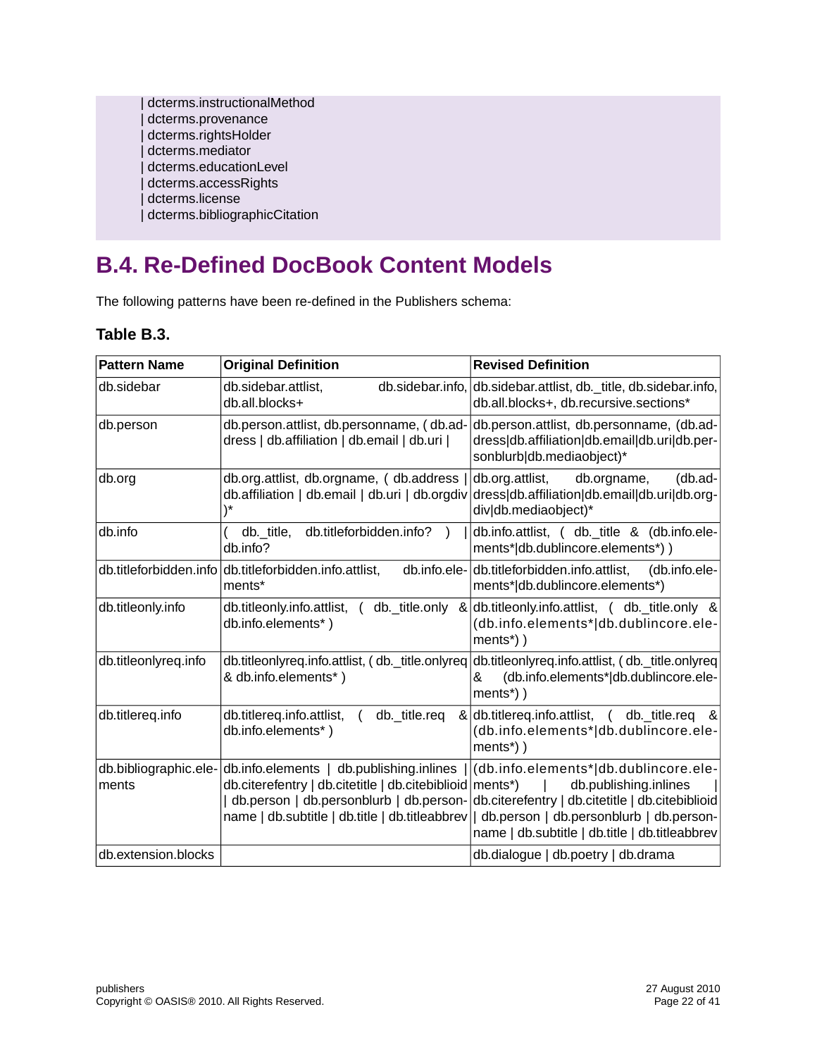```
| dcterms.instructionalMethod
| dcterms.provenance
| dcterms.rightsHolder
| dcterms.mediator
| dcterms.educationLevel
| dcterms.accessRights
| dcterms.license
| dcterms.bibliographicCitation
```

## B.4. Re-Defined DocBook Content Models

The following patterns have been re-defined in the Publishers schema:

### Table B.3.

| Pattern Name | Original Definition | Revised Definition |
|---|---|---|
| db.sidebar | db.sidebar.attlist, db.sidebar.info, db.all.blocks+ | db.sidebar.attlist, db._title, db.sidebar.info, db.all.blocks+, db.recursive.sections* |
| db.person | db.person.attlist, db.personname, ( db.address \| db.affiliation \| db.email \| db.uri \| | db.person.attlist, db.personname, (db.address\|db.affiliation\|db.email\|db.uri\|db.personblurb\|db.mediaobject)* |
| db.org | db.org.attlist, db.orgname, ( db.address \| db.affiliation \| db.email \| db.uri \| db.orgdiv )* | db.org.attlist, db.orgname, (db.address\|db.affiliation\|db.email\|db.uri\|db.orgdiv\|db.mediaobject)* |
| db.info | ( db._title, db.titleforbidden.info? ) \| db.info? | db.info.attlist, ( db._title & (db.info.elements*\|db.dublincore.elements*) ) |
| db.titleforbidden.info | db.titleforbidden.info.attlist, db.info.elements* | db.titleforbidden.info.attlist, (db.info.elements*\|db.dublincore.elements*) |
| db.titleonly.info | db.titleonly.info.attlist, ( db._title.only & db.info.elements* ) | db.titleonly.info.attlist, ( db._title.only & (db.info.elements*\|db.dublincore.elements*) ) |
| db.titleonlyreq.info | db.titleonlyreq.info.attlist, ( db._title.onlyreq & db.info.elements* ) | db.titleonlyreq.info.attlist, ( db._title.onlyreq & (db.info.elements*\|db.dublincore.elements*) ) |
| db.titlereq.info | db.titlereq.info.attlist, ( db._title.req & db.info.elements* ) | db.titlereq.info.attlist, ( db._title.req & (db.info.elements*\|db.dublincore.elements*) ) |
| db.bibliographic.elements | db.info.elements \| db.publishing.inlines \| db.citerefentry \| db.citetitle \| db.citebiblioid \| db.person \| db.personblurb \| db.personname \| db.subtitle \| db.title \| db.titleabbrev | (db.info.elements*\|db.dublincore.elements*) \| db.publishing.inlines \| db.citerefentry \| db.citetitle \| db.citebiblioid \| db.person \| db.personblurb \| db.personname \| db.subtitle \| db.title \| db.titleabbrev |
| db.extension.blocks | | db.dialogue \| db.poetry \| db.drama |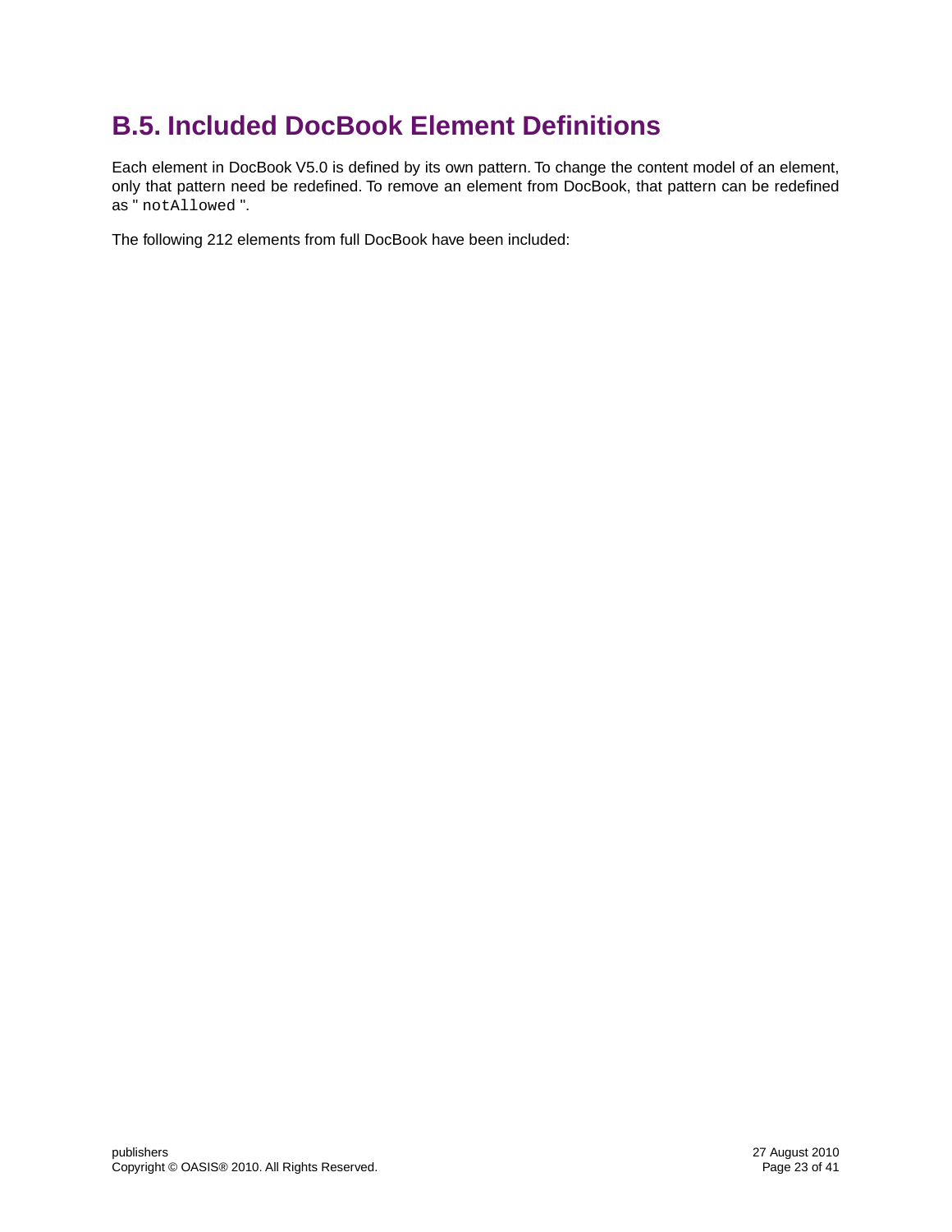## B.5. Included DocBook Element Definitions

Each element in DocBook V5.0 is defined by its own pattern. To change the content model of an element, only that pattern need be redefined. To remove an element from DocBook, that pattern can be redefined as " `notAllowed` ".

The following 212 elements from full DocBook have been included: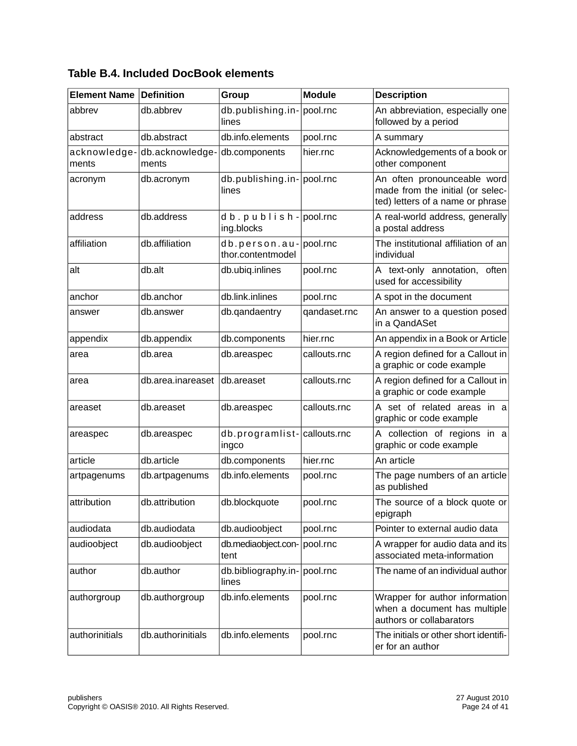**Table B.4. Included DocBook elements**

| Element Name | Definition | Group | Module | Description |
| --- | --- | --- | --- | --- |
| abbrev | db.abbrev | db.publishing.inlines | pool.rnc | An abbreviation, especially one followed by a period |
| abstract | db.abstract | db.info.elements | pool.rnc | A summary |
| acknowledgements | db.acknowledgements | db.components | hier.rnc | Acknowledgements of a book or other component |
| acronym | db.acronym | db.publishing.inlines | pool.rnc | An often pronounceable word made from the initial (or selected) letters of a name or phrase |
| address | db.address | db.publishing.blocks | pool.rnc | A real-world address, generally a postal address |
| affiliation | db.affiliation | db.person.author.contentmodel | pool.rnc | The institutional affiliation of an individual |
| alt | db.alt | db.ubiq.inlines | pool.rnc | A text-only annotation, often used for accessibility |
| anchor | db.anchor | db.link.inlines | pool.rnc | A spot in the document |
| answer | db.answer | db.qandaentry | qandaset.rnc | An answer to a question posed in a QandASet |
| appendix | db.appendix | db.components | hier.rnc | An appendix in a Book or Article |
| area | db.area | db.areaspec | callouts.rnc | A region defined for a Callout in a graphic or code example |
| area | db.area.inareaset | db.areaset | callouts.rnc | A region defined for a Callout in a graphic or code example |
| areaset | db.areaset | db.areaspec | callouts.rnc | A set of related areas in a graphic or code example |
| areaspec | db.areaspec | db.programlistingco | callouts.rnc | A collection of regions in a graphic or code example |
| article | db.article | db.components | hier.rnc | An article |
| artpagenums | db.artpagenums | db.info.elements | pool.rnc | The page numbers of an article as published |
| attribution | db.attribution | db.blockquote | pool.rnc | The source of a block quote or epigraph |
| audiodata | db.audiodata | db.audioobject | pool.rnc | Pointer to external audio data |
| audioobject | db.audioobject | db.mediaobject.content | pool.rnc | A wrapper for audio data and its associated meta-information |
| author | db.author | db.bibliography.inlines | pool.rnc | The name of an individual author |
| authorgroup | db.authorgroup | db.info.elements | pool.rnc | Wrapper for author information when a document has multiple authors or collabarators |
| authorinitials | db.authorinitials | db.info.elements | pool.rnc | The initials or other short identifier for an author |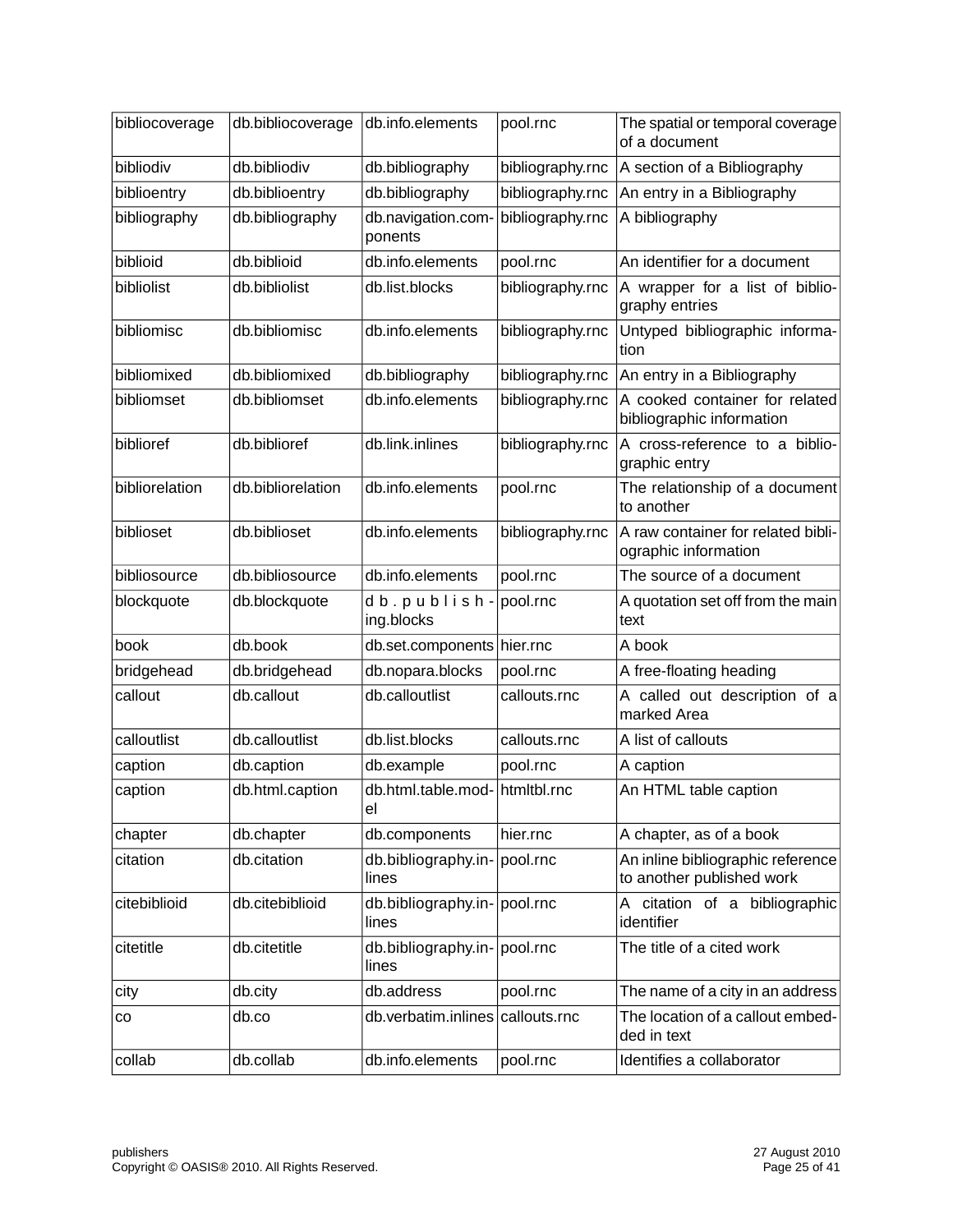| bibliocoverage | db.bibliocoverage | db.info.elements | pool.rnc | The spatial or temporal coverage of a document |
|---|---|---|---|---|
| bibliodiv | db.bibliodiv | db.bibliography | bibliography.rnc | A section of a Bibliography |
| biblioentry | db.biblioentry | db.bibliography | bibliography.rnc | An entry in a Bibliography |
| bibliography | db.bibliography | db.navigation.components | bibliography.rnc | A bibliography |
| biblioid | db.biblioid | db.info.elements | pool.rnc | An identifier for a document |
| bibliolist | db.bibliolist | db.list.blocks | bibliography.rnc | A wrapper for a list of bibliography entries |
| bibliomisc | db.bibliomisc | db.info.elements | bibliography.rnc | Untyped bibliographic information |
| bibliomixed | db.bibliomixed | db.bibliography | bibliography.rnc | An entry in a Bibliography |
| bibliomset | db.bibliomset | db.info.elements | bibliography.rnc | A cooked container for related bibliographic information |
| biblioref | db.biblioref | db.link.inlines | bibliography.rnc | A cross-reference to a bibliographic entry |
| bibliorelation | db.bibliorelation | db.info.elements | pool.rnc | The relationship of a document to another |
| biblioset | db.biblioset | db.info.elements | bibliography.rnc | A raw container for related bibliographic information |
| bibliosource | db.bibliosource | db.info.elements | pool.rnc | The source of a document |
| blockquote | db.blockquote | db.publishing.blocks | pool.rnc | A quotation set off from the main text |
| book | db.book | db.set.components | hier.rnc | A book |
| bridgehead | db.bridgehead | db.nopara.blocks | pool.rnc | A free-floating heading |
| callout | db.callout | db.calloutlist | callouts.rnc | A called out description of a marked Area |
| calloutlist | db.calloutlist | db.list.blocks | callouts.rnc | A list of callouts |
| caption | db.caption | db.example | pool.rnc | A caption |
| caption | db.html.caption | db.html.table.model | htmltbl.rnc | An HTML table caption |
| chapter | db.chapter | db.components | hier.rnc | A chapter, as of a book |
| citation | db.citation | db.bibliography.inlines | pool.rnc | An inline bibliographic reference to another published work |
| citebiblioid | db.citebiblioid | db.bibliography.inlines | pool.rnc | A citation of a bibliographic identifier |
| citetitle | db.citetitle | db.bibliography.inlines | pool.rnc | The title of a cited work |
| city | db.city | db.address | pool.rnc | The name of a city in an address |
| co | db.co | db.verbatim.inlines | callouts.rnc | The location of a callout embedded in text |
| collab | db.collab | db.info.elements | pool.rnc | Identifies a collaborator |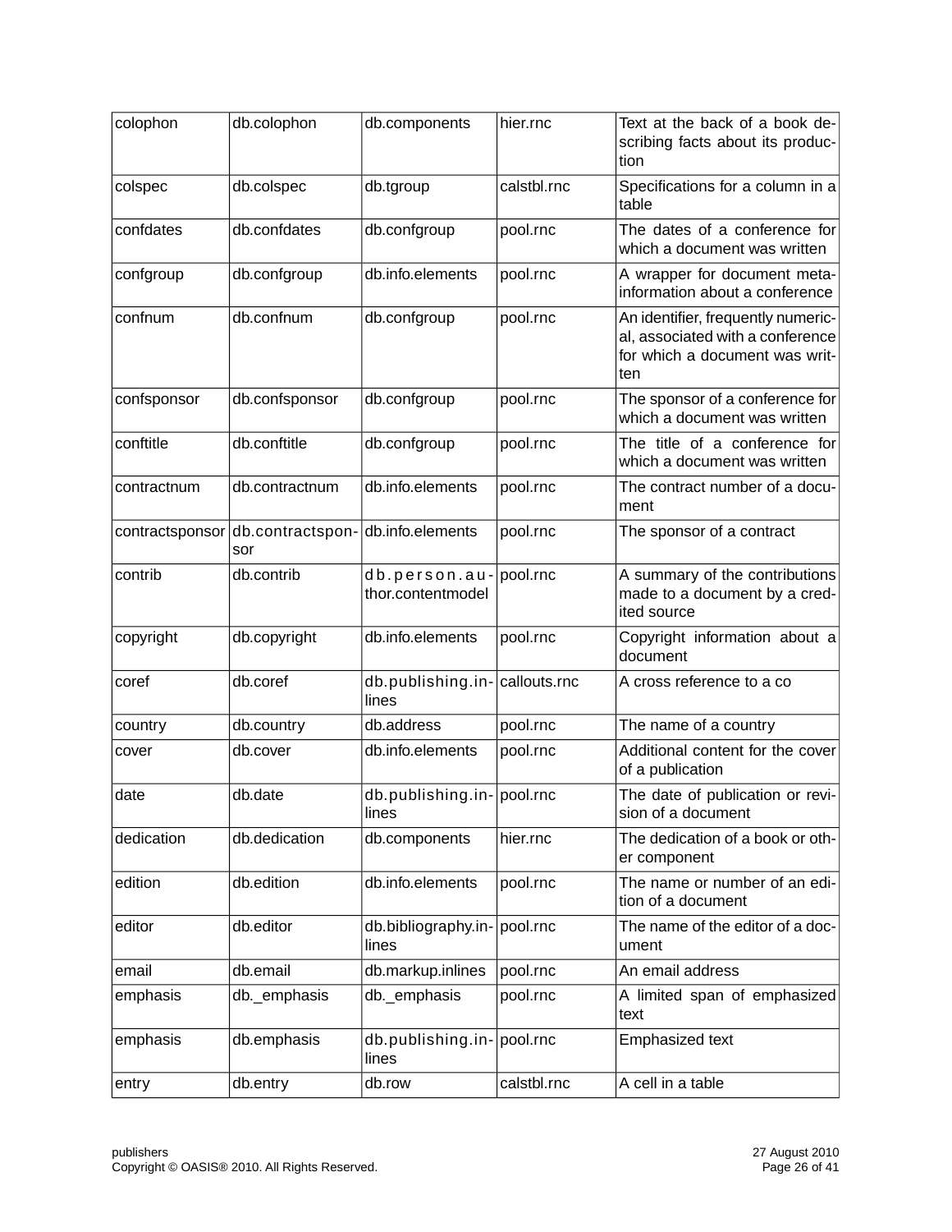| colophon | db.colophon | db.components | hier.rnc | Text at the back of a book describing facts about its production |
|---|---|---|---|---|
| colspec | db.colspec | db.tgroup | calstbl.rnc | Specifications for a column in a table |
| confdates | db.confdates | db.confgroup | pool.rnc | The dates of a conference for which a document was written |
| confgroup | db.confgroup | db.info.elements | pool.rnc | A wrapper for document meta-information about a conference |
| confnum | db.confnum | db.confgroup | pool.rnc | An identifier, frequently numerical, associated with a conference for which a document was written |
| confsponsor | db.confsponsor | db.confgroup | pool.rnc | The sponsor of a conference for which a document was written |
| conftitle | db.conftitle | db.confgroup | pool.rnc | The title of a conference for which a document was written |
| contractnum | db.contractnum | db.info.elements | pool.rnc | The contract number of a document |
| contractsponsor | db.contractsponsor | db.info.elements | pool.rnc | The sponsor of a contract |
| contrib | db.contrib | db.person.author.contentmodel | pool.rnc | A summary of the contributions made to a document by a credited source |
| copyright | db.copyright | db.info.elements | pool.rnc | Copyright information about a document |
| coref | db.coref | db.publishing.inlines | callouts.rnc | A cross reference to a co |
| country | db.country | db.address | pool.rnc | The name of a country |
| cover | db.cover | db.info.elements | pool.rnc | Additional content for the cover of a publication |
| date | db.date | db.publishing.inlines | pool.rnc | The date of publication or revision of a document |
| dedication | db.dedication | db.components | hier.rnc | The dedication of a book or other component |
| edition | db.edition | db.info.elements | pool.rnc | The name or number of an edition of a document |
| editor | db.editor | db.bibliography.inlines | pool.rnc | The name of the editor of a document |
| email | db.email | db.markup.inlines | pool.rnc | An email address |
| emphasis | db._emphasis | db._emphasis | pool.rnc | A limited span of emphasized text |
| emphasis | db.emphasis | db.publishing.inlines | pool.rnc | Emphasized text |
| entry | db.entry | db.row | calstbl.rnc | A cell in a table |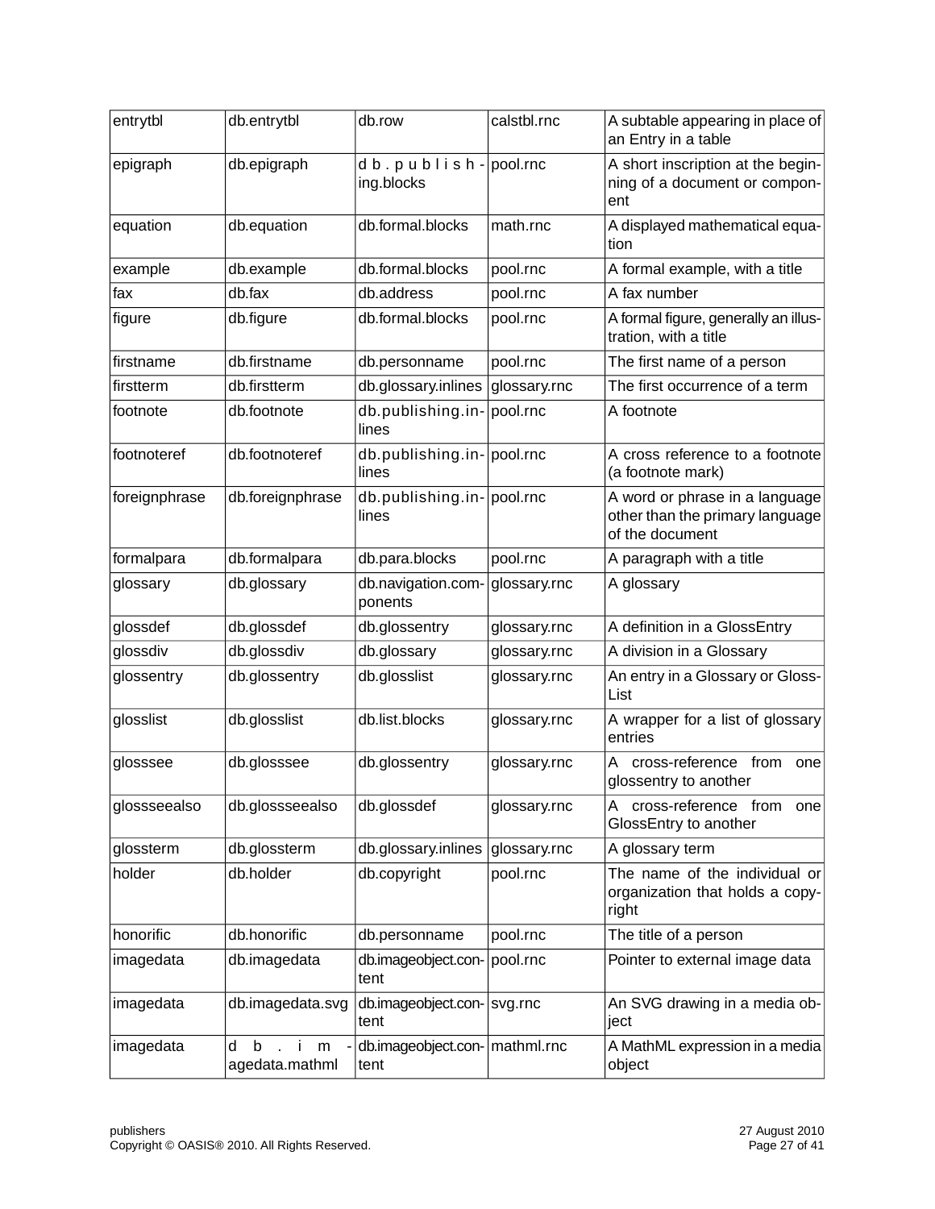| entrytbl | db.entrytbl | db.row | calstbl.rnc | A subtable appearing in place of an Entry in a table |
|---|---|---|---|---|
| epigraph | db.epigraph | db.publishing.blocks | pool.rnc | A short inscription at the beginning of a document or component |
| equation | db.equation | db.formal.blocks | math.rnc | A displayed mathematical equation |
| example | db.example | db.formal.blocks | pool.rnc | A formal example, with a title |
| fax | db.fax | db.address | pool.rnc | A fax number |
| figure | db.figure | db.formal.blocks | pool.rnc | A formal figure, generally an illustration, with a title |
| firstname | db.firstname | db.personname | pool.rnc | The first name of a person |
| firstterm | db.firstterm | db.glossary.inlines | glossary.rnc | The first occurrence of a term |
| footnote | db.footnote | db.publishing.inlines | pool.rnc | A footnote |
| footnoteref | db.footnoteref | db.publishing.inlines | pool.rnc | A cross reference to a footnote (a footnote mark) |
| foreignphrase | db.foreignphrase | db.publishing.inlines | pool.rnc | A word or phrase in a language other than the primary language of the document |
| formalpara | db.formalpara | db.para.blocks | pool.rnc | A paragraph with a title |
| glossary | db.glossary | db.navigation.components | glossary.rnc | A glossary |
| glossdef | db.glossdef | db.glossentry | glossary.rnc | A definition in a GlossEntry |
| glossdiv | db.glossdiv | db.glossary | glossary.rnc | A division in a Glossary |
| glossentry | db.glossentry | db.glosslist | glossary.rnc | An entry in a Glossary or GlossList |
| glosslist | db.glosslist | db.list.blocks | glossary.rnc | A wrapper for a list of glossary entries |
| glosssee | db.glosssee | db.glossentry | glossary.rnc | A cross-reference from one glossentry to another |
| glossseealso | db.glossseealso | db.glossdef | glossary.rnc | A cross-reference from one GlossEntry to another |
| glossterm | db.glossterm | db.glossary.inlines | glossary.rnc | A glossary term |
| holder | db.holder | db.copyright | pool.rnc | The name of the individual or organization that holds a copyright |
| honorific | db.honorific | db.personname | pool.rnc | The title of a person |
| imagedata | db.imagedata | db.imageobject.content | pool.rnc | Pointer to external image data |
| imagedata | db.imagedata.svg | db.imageobject.content | svg.rnc | An SVG drawing in a media object |
| imagedata | db.imagedata.mathml | db.imageobject.content | mathml.rnc | A MathML expression in a media object |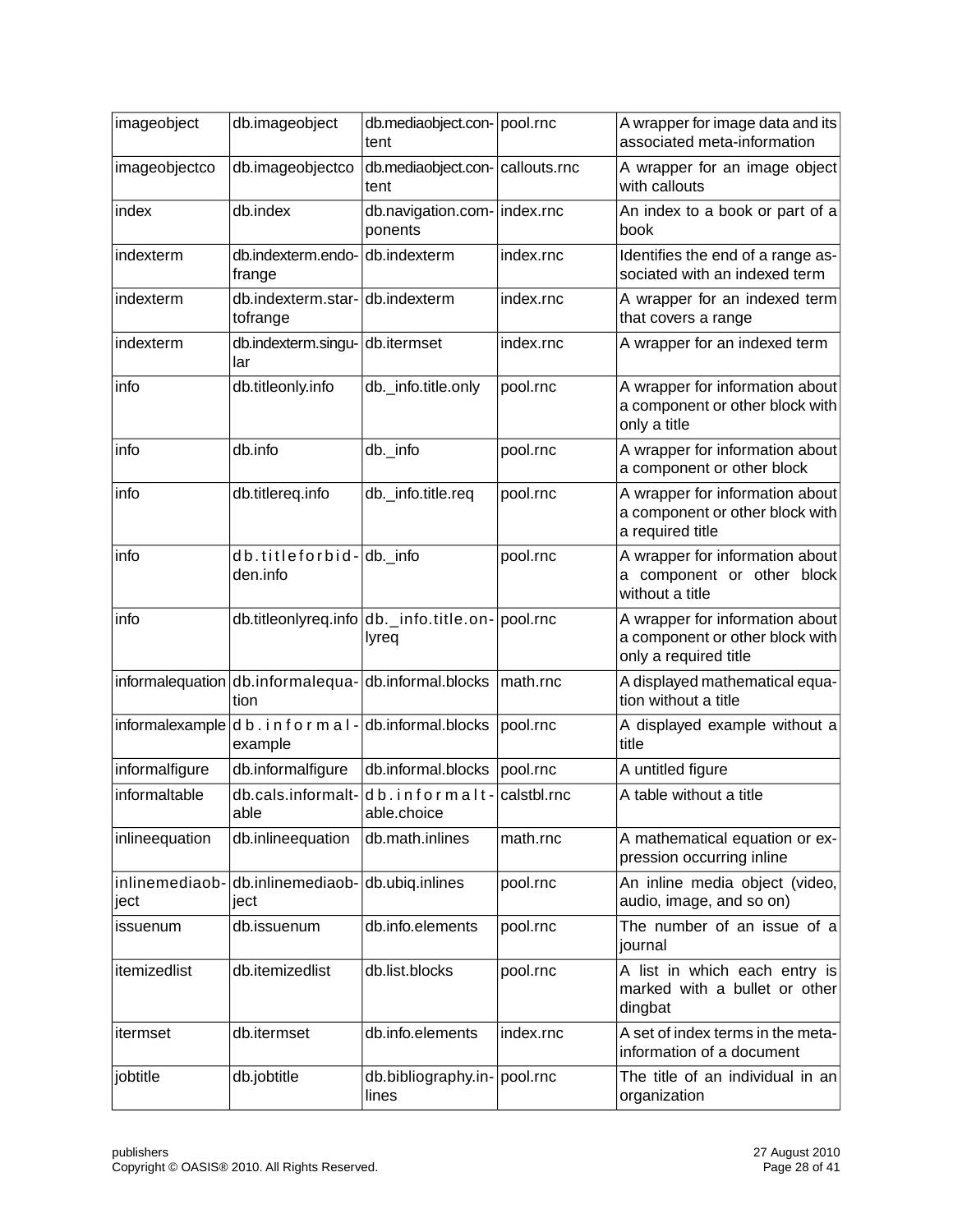| imageobject | db.imageobject | db.mediaobject.content | pool.rnc | A wrapper for image data and its associated meta-information |
|---|---|---|---|---|
| imageobjectco | db.imageobjectco | db.mediaobject.content | callouts.rnc | A wrapper for an image object with callouts |
| index | db.index | db.navigation.components | index.rnc | An index to a book or part of a book |
| indexterm | db.indexterm.endofrange | db.indexterm | index.rnc | Identifies the end of a range associated with an indexed term |
| indexterm | db.indexterm.startofrange | db.indexterm | index.rnc | A wrapper for an indexed term that covers a range |
| indexterm | db.indexterm.singular | db.itermset | index.rnc | A wrapper for an indexed term |
| info | db.titleonly.info | db._info.title.only | pool.rnc | A wrapper for information about a component or other block with only a title |
| info | db.info | db._info | pool.rnc | A wrapper for information about a component or other block |
| info | db.titlereq.info | db._info.title.req | pool.rnc | A wrapper for information about a component or other block with a required title |
| info | db.titleforbidden.info | db._info | pool.rnc | A wrapper for information about a component or other block without a title |
| info | db.titleonlyreq.info | db._info.title.onlyreq | pool.rnc | A wrapper for information about a component or other block with only a required title |
| informalequation | db.informalequation | db.informal.blocks | math.rnc | A displayed mathematical equation without a title |
| informalexample | db.informalexample | db.informal.blocks | pool.rnc | A displayed example without a title |
| informalfigure | db.informalfigure | db.informal.blocks | pool.rnc | A untitled figure |
| informaltable | db.cals.informaltable | db.informaltable.choice | calstbl.rnc | A table without a title |
| inlineequation | db.inlineequation | db.math.inlines | math.rnc | A mathematical equation or expression occurring inline |
| inlinemediaobject | db.inlinemediaobject | db.ubiq.inlines | pool.rnc | An inline media object (video, audio, image, and so on) |
| issuenum | db.issuenum | db.info.elements | pool.rnc | The number of an issue of a journal |
| itemizedlist | db.itemizedlist | db.list.blocks | pool.rnc | A list in which each entry is marked with a bullet or other dingbat |
| itermset | db.itermset | db.info.elements | index.rnc | A set of index terms in the meta-information of a document |
| jobtitle | db.jobtitle | db.bibliography.inlines | pool.rnc | The title of an individual in an organization |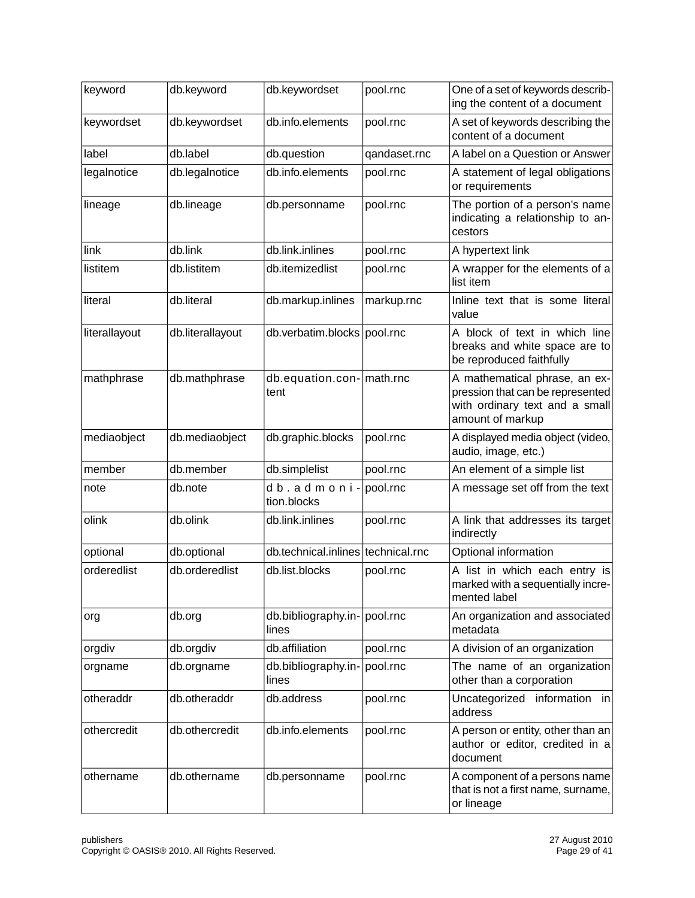| keyword | db.keyword | db.keywordset | pool.rnc | One of a set of keywords describing the content of a document |
|---|---|---|---|---|
| keywordset | db.keywordset | db.info.elements | pool.rnc | A set of keywords describing the content of a document |
| label | db.label | db.question | qandaset.rnc | A label on a Question or Answer |
| legalnotice | db.legalnotice | db.info.elements | pool.rnc | A statement of legal obligations or requirements |
| lineage | db.lineage | db.personname | pool.rnc | The portion of a person's name indicating a relationship to ancestors |
| link | db.link | db.link.inlines | pool.rnc | A hypertext link |
| listitem | db.listitem | db.itemizedlist | pool.rnc | A wrapper for the elements of a list item |
| literal | db.literal | db.markup.inlines | markup.rnc | Inline text that is some literal value |
| literallayout | db.literallayout | db.verbatim.blocks | pool.rnc | A block of text in which line breaks and white space are to be reproduced faithfully |
| mathphrase | db.mathphrase | db.equation.content | math.rnc | A mathematical phrase, an expression that can be represented with ordinary text and a small amount of markup |
| mediaobject | db.mediaobject | db.graphic.blocks | pool.rnc | A displayed media object (video, audio, image, etc.) |
| member | db.member | db.simplelist | pool.rnc | An element of a simple list |
| note | db.note | db.admonition.blocks | pool.rnc | A message set off from the text |
| olink | db.olink | db.link.inlines | pool.rnc | A link that addresses its target indirectly |
| optional | db.optional | db.technical.inlines | technical.rnc | Optional information |
| orderedlist | db.orderedlist | db.list.blocks | pool.rnc | A list in which each entry is marked with a sequentially incremented label |
| org | db.org | db.bibliography.inlines | pool.rnc | An organization and associated metadata |
| orgdiv | db.orgdiv | db.affiliation | pool.rnc | A division of an organization |
| orgname | db.orgname | db.bibliography.inlines | pool.rnc | The name of an organization other than a corporation |
| otheraddr | db.otheraddr | db.address | pool.rnc | Uncategorized information in address |
| othercredit | db.othercredit | db.info.elements | pool.rnc | A person or entity, other than an author or editor, credited in a document |
| othername | db.othername | db.personname | pool.rnc | A component of a persons name that is not a first name, surname, or lineage |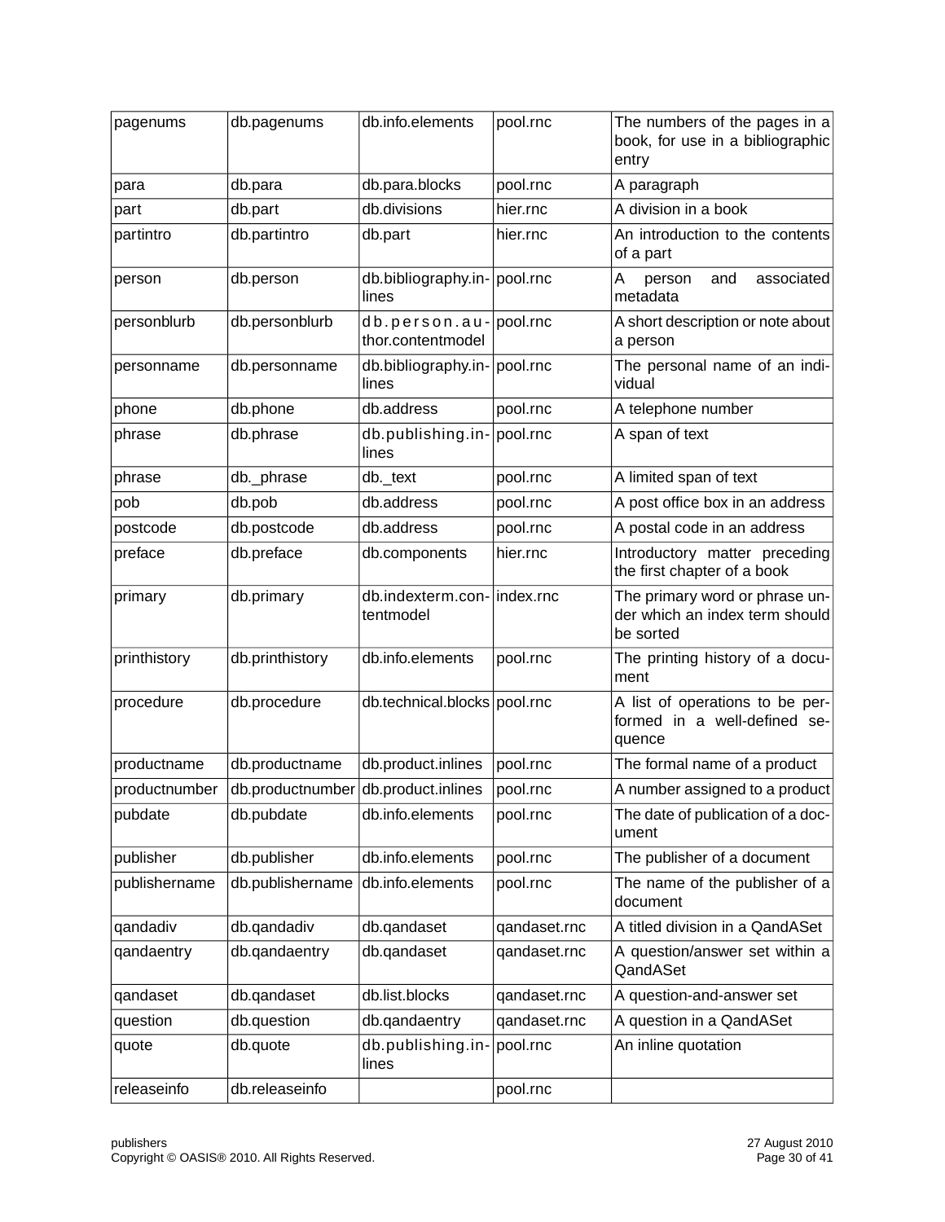| pagenums | db.pagenums | db.info.elements | pool.rnc | The numbers of the pages in a book, for use in a bibliographic entry |
|---|---|---|---|---|
| para | db.para | db.para.blocks | pool.rnc | A paragraph |
| part | db.part | db.divisions | hier.rnc | A division in a book |
| partintro | db.partintro | db.part | hier.rnc | An introduction to the contents of a part |
| person | db.person | db.bibliography.inlines | pool.rnc | A person and associated metadata |
| personblurb | db.personblurb | db.person.author.contentmodel | pool.rnc | A short description or note about a person |
| personname | db.personname | db.bibliography.inlines | pool.rnc | The personal name of an individual |
| phone | db.phone | db.address | pool.rnc | A telephone number |
| phrase | db.phrase | db.publishing.inlines | pool.rnc | A span of text |
| phrase | db._phrase | db._text | pool.rnc | A limited span of text |
| pob | db.pob | db.address | pool.rnc | A post office box in an address |
| postcode | db.postcode | db.address | pool.rnc | A postal code in an address |
| preface | db.preface | db.components | hier.rnc | Introductory matter preceding the first chapter of a book |
| primary | db.primary | db.indexterm.contentmodel | index.rnc | The primary word or phrase under which an index term should be sorted |
| printhistory | db.printhistory | db.info.elements | pool.rnc | The printing history of a document |
| procedure | db.procedure | db.technical.blocks | pool.rnc | A list of operations to be performed in a well-defined sequence |
| productname | db.productname | db.product.inlines | pool.rnc | The formal name of a product |
| productnumber | db.productnumber | db.product.inlines | pool.rnc | A number assigned to a product |
| pubdate | db.pubdate | db.info.elements | pool.rnc | The date of publication of a document |
| publisher | db.publisher | db.info.elements | pool.rnc | The publisher of a document |
| publishername | db.publishername | db.info.elements | pool.rnc | The name of the publisher of a document |
| qandadiv | db.qandadiv | db.qandaset | qandaset.rnc | A titled division in a QandASet |
| qandaentry | db.qandaentry | db.qandaset | qandaset.rnc | A question/answer set within a QandASet |
| qandaset | db.qandaset | db.list.blocks | qandaset.rnc | A question-and-answer set |
| question | db.question | db.qandaentry | qandaset.rnc | A question in a QandASet |
| quote | db.quote | db.publishing.inlines | pool.rnc | An inline quotation |
| releaseinfo | db.releaseinfo | | pool.rnc | |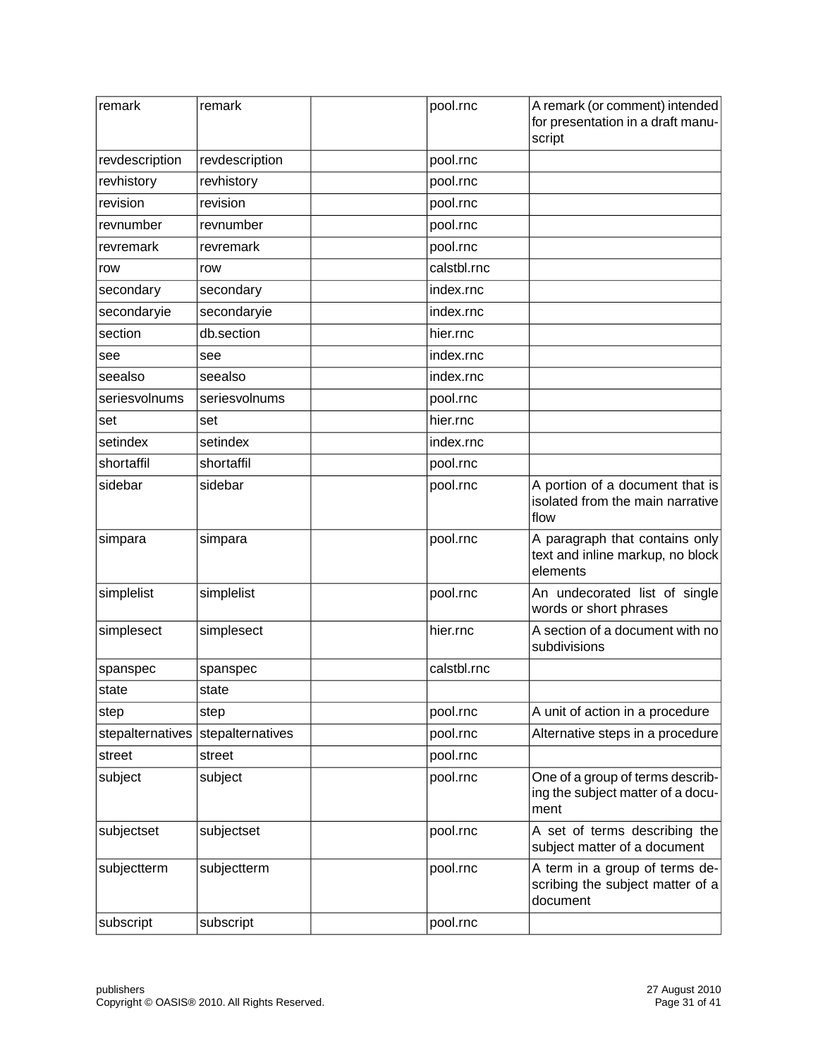| remark | remark | | pool.rnc | A remark (or comment) intended for presentation in a draft manuscript |
|---|---|---|---|---|
| revdescription | revdescription | | pool.rnc | |
| revhistory | revhistory | | pool.rnc | |
| revision | revision | | pool.rnc | |
| revnumber | revnumber | | pool.rnc | |
| revremark | revremark | | pool.rnc | |
| row | row | | calstbl.rnc | |
| secondary | secondary | | index.rnc | |
| secondaryie | secondaryie | | index.rnc | |
| section | db.section | | hier.rnc | |
| see | see | | index.rnc | |
| seealso | seealso | | index.rnc | |
| seriesvolnums | seriesvolnums | | pool.rnc | |
| set | set | | hier.rnc | |
| setindex | setindex | | index.rnc | |
| shortaffil | shortaffil | | pool.rnc | |
| sidebar | sidebar | | pool.rnc | A portion of a document that is isolated from the main narrative flow |
| simpara | simpara | | pool.rnc | A paragraph that contains only text and inline markup, no block elements |
| simplelist | simplelist | | pool.rnc | An undecorated list of single words or short phrases |
| simplesect | simplesect | | hier.rnc | A section of a document with no subdivisions |
| spanspec | spanspec | | calstbl.rnc | |
| state | state | | | |
| step | step | | pool.rnc | A unit of action in a procedure |
| stepalternatives | stepalternatives | | pool.rnc | Alternative steps in a procedure |
| street | street | | pool.rnc | |
| subject | subject | | pool.rnc | One of a group of terms describing the subject matter of a document |
| subjectset | subjectset | | pool.rnc | A set of terms describing the subject matter of a document |
| subjectterm | subjectterm | | pool.rnc | A term in a group of terms describing the subject matter of a document |
| subscript | subscript | | pool.rnc | |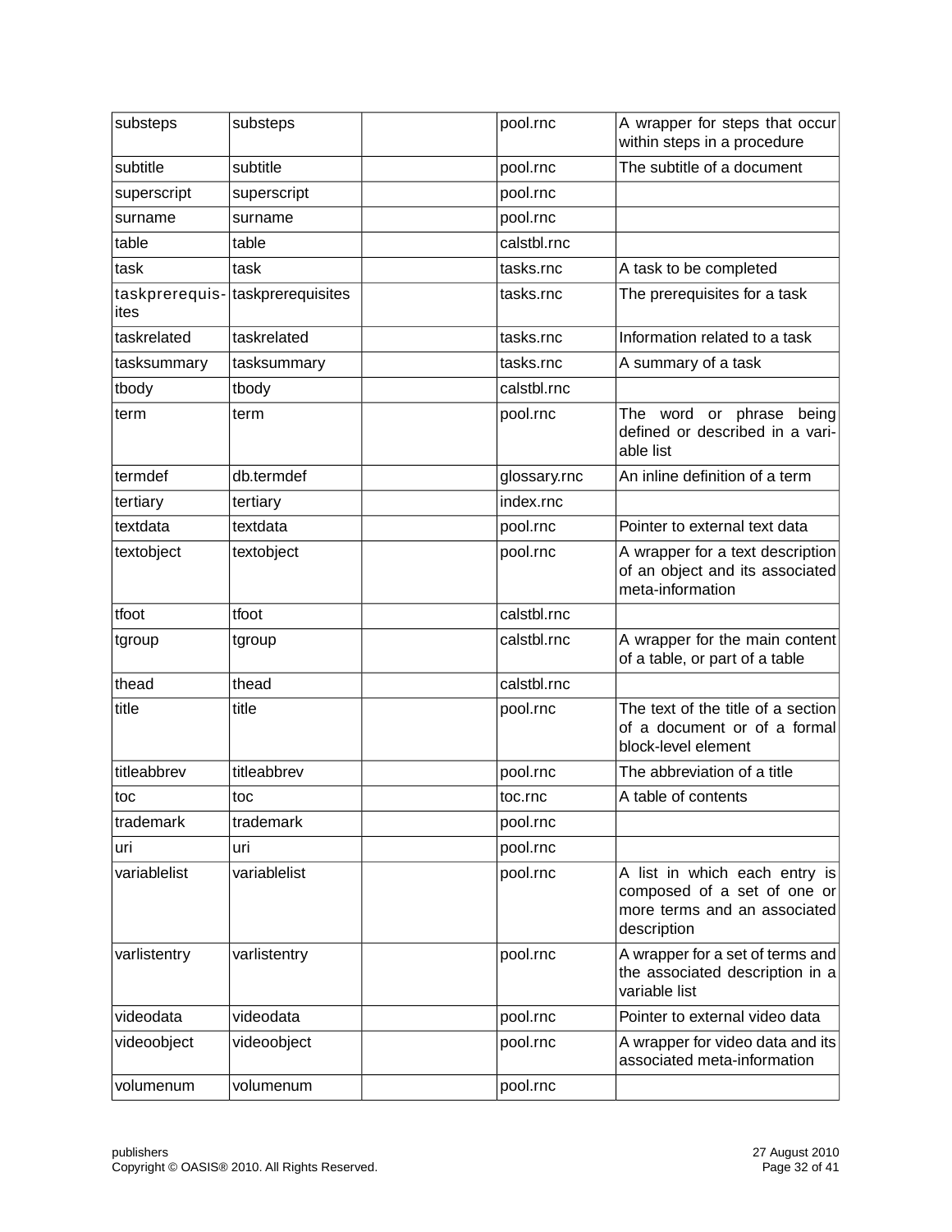| substeps | substeps | | pool.rnc | A wrapper for steps that occur within steps in a procedure |
|---|---|---|---|---|
| subtitle | subtitle | | pool.rnc | The subtitle of a document |
| superscript | superscript | | pool.rnc | |
| surname | surname | | pool.rnc | |
| table | table | | calstbl.rnc | |
| task | task | | tasks.rnc | A task to be completed |
| taskprerequisites | taskprerequisites | | tasks.rnc | The prerequisites for a task |
| taskrelated | taskrelated | | tasks.rnc | Information related to a task |
| tasksummary | tasksummary | | tasks.rnc | A summary of a task |
| tbody | tbody | | calstbl.rnc | |
| term | term | | pool.rnc | The word or phrase being defined or described in a variable list |
| termdef | db.termdef | | glossary.rnc | An inline definition of a term |
| tertiary | tertiary | | index.rnc | |
| textdata | textdata | | pool.rnc | Pointer to external text data |
| textobject | textobject | | pool.rnc | A wrapper for a text description of an object and its associated meta-information |
| tfoot | tfoot | | calstbl.rnc | |
| tgroup | tgroup | | calstbl.rnc | A wrapper for the main content of a table, or part of a table |
| thead | thead | | calstbl.rnc | |
| title | title | | pool.rnc | The text of the title of a section of a document or of a formal block-level element |
| titleabbrev | titleabbrev | | pool.rnc | The abbreviation of a title |
| toc | toc | | toc.rnc | A table of contents |
| trademark | trademark | | pool.rnc | |
| uri | uri | | pool.rnc | |
| variablelist | variablelist | | pool.rnc | A list in which each entry is composed of a set of one or more terms and an associated description |
| varlistentry | varlistentry | | pool.rnc | A wrapper for a set of terms and the associated description in a variable list |
| videodata | videodata | | pool.rnc | Pointer to external video data |
| videoobject | videoobject | | pool.rnc | A wrapper for video data and its associated meta-information |
| volumenum | volumenum | | pool.rnc | |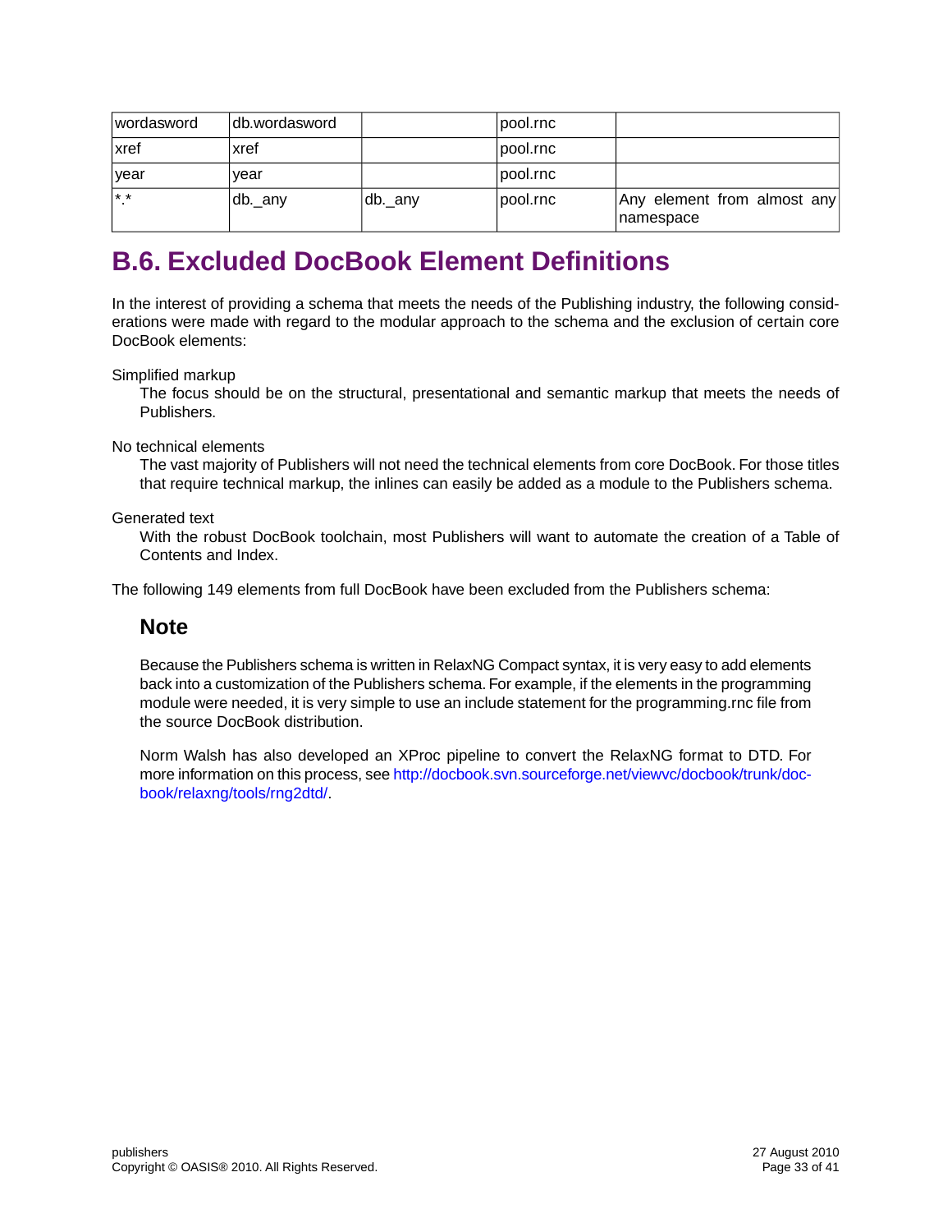| wordasword | db.wordasword | | pool.rnc | |
|---|---|---|---|---|
| xref | xref | | pool.rnc | |
| year | year | | pool.rnc | |
| *.* | db._any | db._any | pool.rnc | Any element from almost any namespace |

## B.6. Excluded DocBook Element Definitions

In the interest of providing a schema that meets the needs of the Publishing industry, the following considerations were made with regard to the modular approach to the schema and the exclusion of certain core DocBook elements:

Simplified markup
: The focus should be on the structural, presentational and semantic markup that meets the needs of Publishers.

No technical elements
: The vast majority of Publishers will not need the technical elements from core DocBook. For those titles that require technical markup, the inlines can easily be added as a module to the Publishers schema.

Generated text
: With the robust DocBook toolchain, most Publishers will want to automate the creation of a Table of Contents and Index.

The following 149 elements from full DocBook have been excluded from the Publishers schema:

### Note

Because the Publishers schema is written in RelaxNG Compact syntax, it is very easy to add elements back into a customization of the Publishers schema. For example, if the elements in the programming module were needed, it is very simple to use an include statement for the programming.rnc file from the source DocBook distribution.

Norm Walsh has also developed an XProc pipeline to convert the RelaxNG format to DTD. For more information on this process, see http://docbook.svn.sourceforge.net/viewvc/docbook/trunk/docbook/relaxng/tools/rng2dtd/.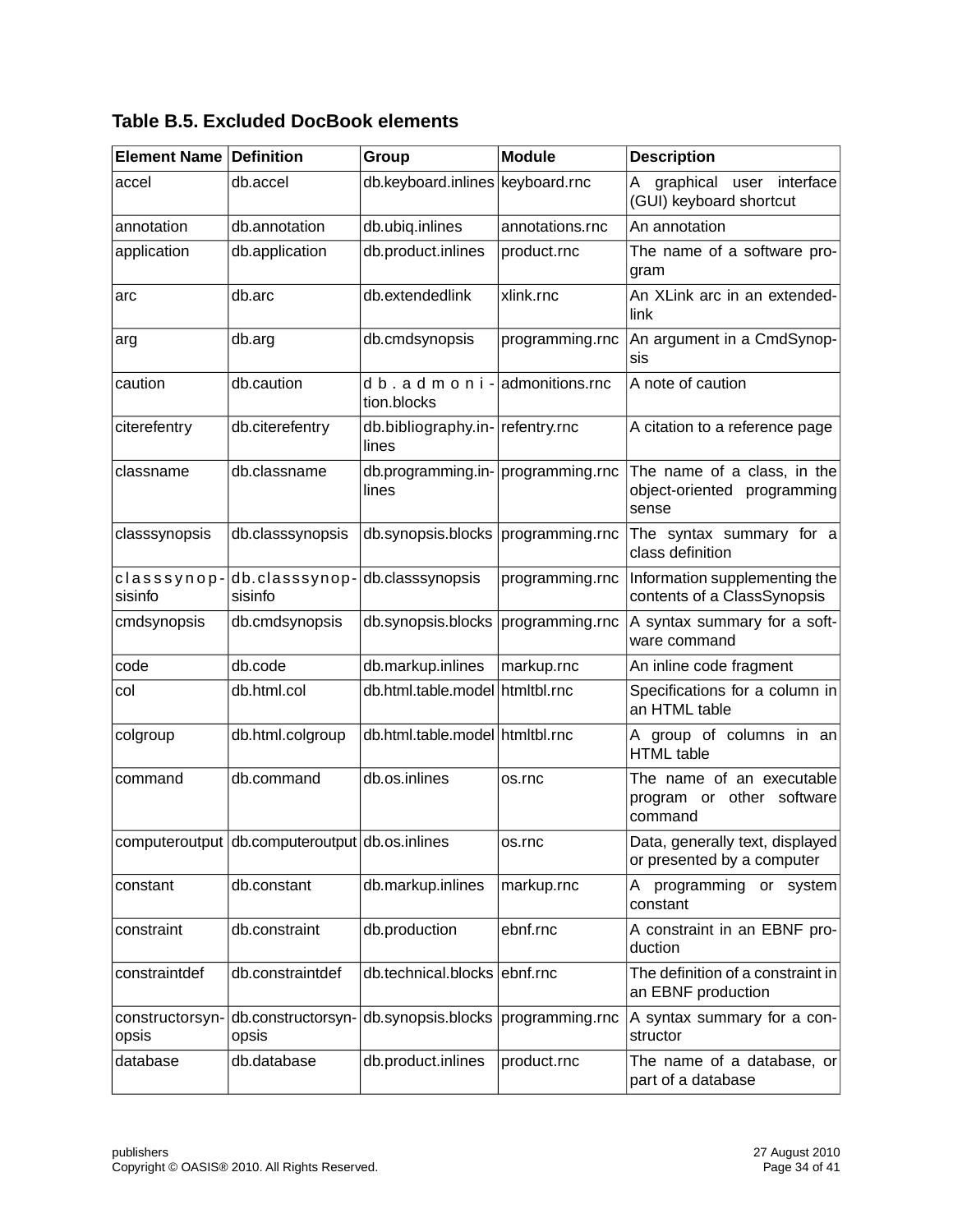**Table B.5. Excluded DocBook elements**

| Element Name | Definition | Group | Module | Description |
|---|---|---|---|---|
| accel | db.accel | db.keyboard.inlines | keyboard.rnc | A graphical user interface (GUI) keyboard shortcut |
| annotation | db.annotation | db.ubiq.inlines | annotations.rnc | An annotation |
| application | db.application | db.product.inlines | product.rnc | The name of a software program |
| arc | db.arc | db.extendedlink | xlink.rnc | An XLink arc in an extendedlink |
| arg | db.arg | db.cmdsynopsis | programming.rnc | An argument in a CmdSynopsis |
| caution | db.caution | db.admonition.blocks | admonitions.rnc | A note of caution |
| citerefentry | db.citerefentry | db.bibliography.inlines | refentry.rnc | A citation to a reference page |
| classname | db.classname | db.programming.inlines | programming.rnc | The name of a class, in the object-oriented programming sense |
| classsynopsis | db.classsynopsis | db.synopsis.blocks | programming.rnc | The syntax summary for a class definition |
| classsynopsisinfo | db.classsynopsisinfo | db.classsynopsis | programming.rnc | Information supplementing the contents of a ClassSynopsis |
| cmdsynopsis | db.cmdsynopsis | db.synopsis.blocks | programming.rnc | A syntax summary for a software command |
| code | db.code | db.markup.inlines | markup.rnc | An inline code fragment |
| col | db.html.col | db.html.table.model | htmltbl.rnc | Specifications for a column in an HTML table |
| colgroup | db.html.colgroup | db.html.table.model | htmltbl.rnc | A group of columns in an HTML table |
| command | db.command | db.os.inlines | os.rnc | The name of an executable program or other software command |
| computeroutput | db.computeroutput | db.os.inlines | os.rnc | Data, generally text, displayed or presented by a computer |
| constant | db.constant | db.markup.inlines | markup.rnc | A programming or system constant |
| constraint | db.constraint | db.production | ebnf.rnc | A constraint in an EBNF production |
| constraintdef | db.constraintdef | db.technical.blocks | ebnf.rnc | The definition of a constraint in an EBNF production |
| constructorsynopsis | db.constructorsynopsis | db.synopsis.blocks | programming.rnc | A syntax summary for a constructor |
| database | db.database | db.product.inlines | product.rnc | The name of a database, or part of a database |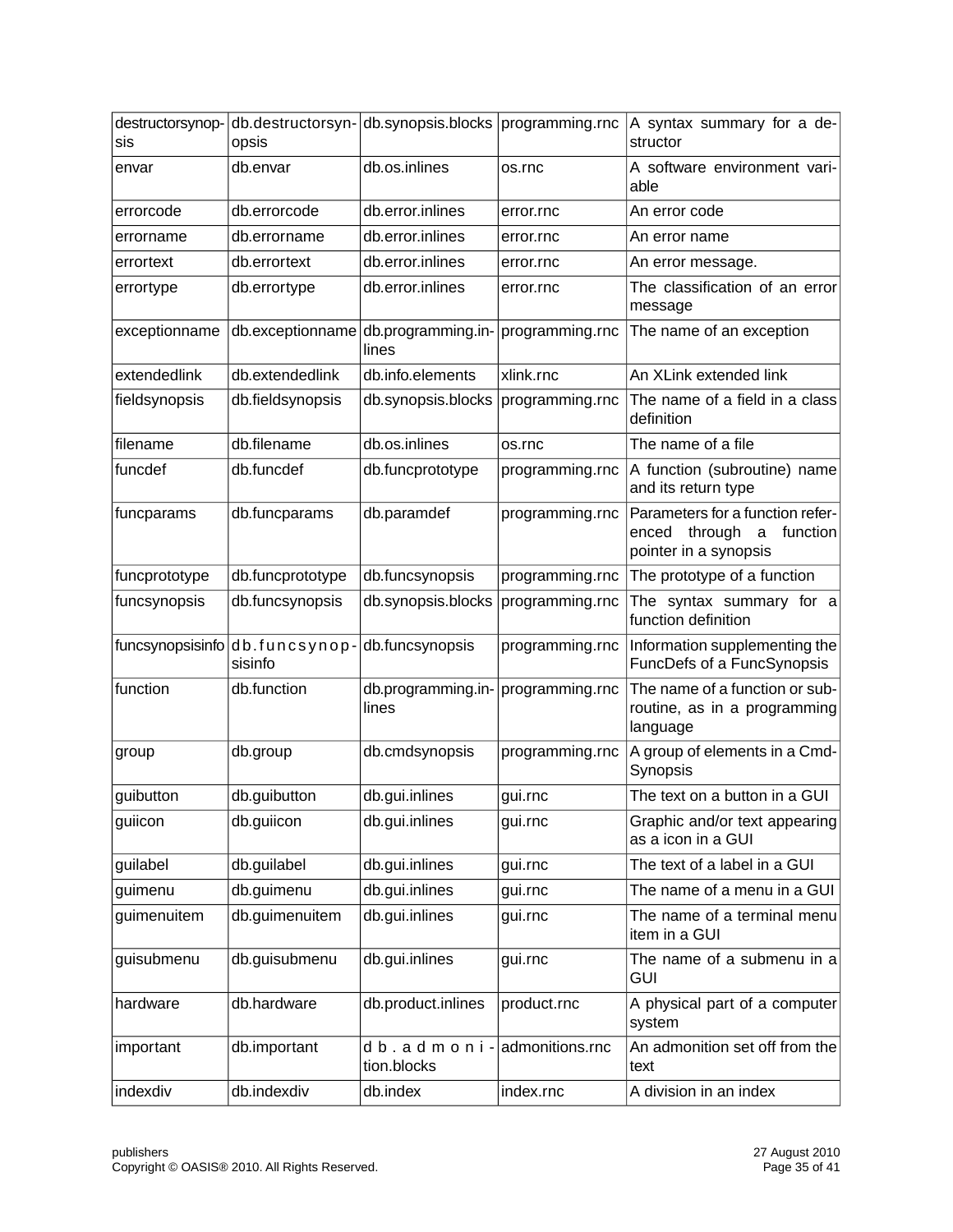| destructorsynopsis | db.destructorsynopsis | db.synopsis.blocks | programming.rnc | A syntax summary for a destructor |
|---|---|---|---|---|
| envar | db.envar | db.os.inlines | os.rnc | A software environment variable |
| errorcode | db.errorcode | db.error.inlines | error.rnc | An error code |
| errorname | db.errorname | db.error.inlines | error.rnc | An error name |
| errortext | db.errortext | db.error.inlines | error.rnc | An error message. |
| errortype | db.errortype | db.error.inlines | error.rnc | The classification of an error message |
| exceptionname | db.exceptionname | db.programming.inlines | programming.rnc | The name of an exception |
| extendedlink | db.extendedlink | db.info.elements | xlink.rnc | An XLink extended link |
| fieldsynopsis | db.fieldsynopsis | db.synopsis.blocks | programming.rnc | The name of a field in a class definition |
| filename | db.filename | db.os.inlines | os.rnc | The name of a file |
| funcdef | db.funcdef | db.funcprototype | programming.rnc | A function (subroutine) name and its return type |
| funcparams | db.funcparams | db.paramdef | programming.rnc | Parameters for a function referenced through a function pointer in a synopsis |
| funcprototype | db.funcprototype | db.funcsynopsis | programming.rnc | The prototype of a function |
| funcsynopsis | db.funcsynopsis | db.synopsis.blocks | programming.rnc | The syntax summary for a function definition |
| funcsynopsisinfo | db.funcsynopsisinfo | db.funcsynopsis | programming.rnc | Information supplementing the FuncDefs of a FuncSynopsis |
| function | db.function | db.programming.inlines | programming.rnc | The name of a function or subroutine, as in a programming language |
| group | db.group | db.cmdsynopsis | programming.rnc | A group of elements in a CmdSynopsis |
| guibutton | db.guibutton | db.gui.inlines | gui.rnc | The text on a button in a GUI |
| guiicon | db.guiicon | db.gui.inlines | gui.rnc | Graphic and/or text appearing as a icon in a GUI |
| guilabel | db.guilabel | db.gui.inlines | gui.rnc | The text of a label in a GUI |
| guimenu | db.guimenu | db.gui.inlines | gui.rnc | The name of a menu in a GUI |
| guimenuitem | db.guimenuitem | db.gui.inlines | gui.rnc | The name of a terminal menu item in a GUI |
| guisubmenu | db.guisubmenu | db.gui.inlines | gui.rnc | The name of a submenu in a GUI |
| hardware | db.hardware | db.product.inlines | product.rnc | A physical part of a computer system |
| important | db.important | db.admonition.blocks | admonitions.rnc | An admonition set off from the text |
| indexdiv | db.indexdiv | db.index | index.rnc | A division in an index |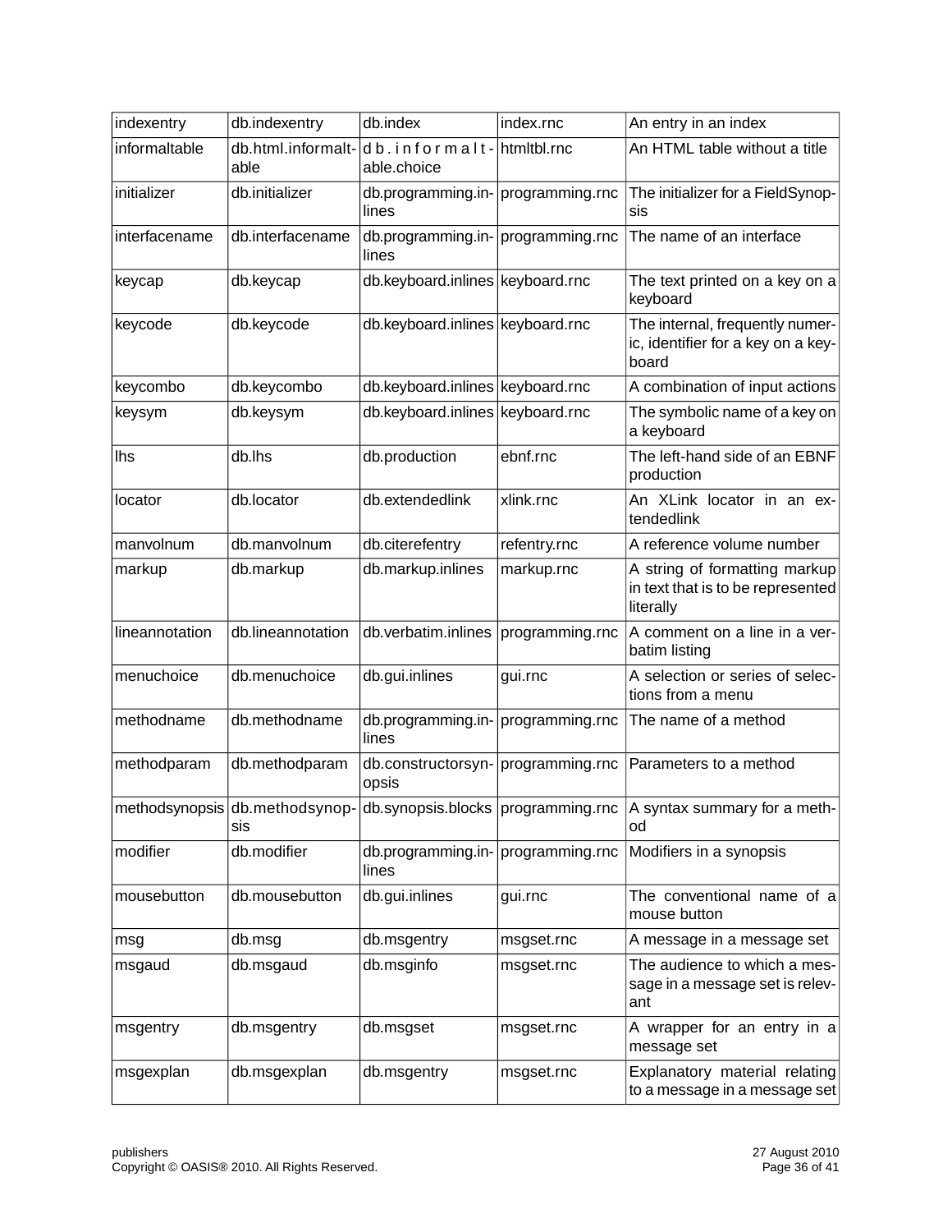| indexentry | db.indexentry | db.index | index.rnc | An entry in an index |
|---|---|---|---|---|
| informaltable | db.html.informaltable | db.informaltable.choice | htmltbl.rnc | An HTML table without a title |
| initializer | db.initializer | db.programming.inlines | programming.rnc | The initializer for a FieldSynopsis |
| interfacename | db.interfacename | db.programming.inlines | programming.rnc | The name of an interface |
| keycap | db.keycap | db.keyboard.inlines | keyboard.rnc | The text printed on a key on a keyboard |
| keycode | db.keycode | db.keyboard.inlines | keyboard.rnc | The internal, frequently numeric, identifier for a key on a keyboard |
| keycombo | db.keycombo | db.keyboard.inlines | keyboard.rnc | A combination of input actions |
| keysym | db.keysym | db.keyboard.inlines | keyboard.rnc | The symbolic name of a key on a keyboard |
| lhs | db.lhs | db.production | ebnf.rnc | The left-hand side of an EBNF production |
| locator | db.locator | db.extendedlink | xlink.rnc | An XLink locator in an extendedlink |
| manvolnum | db.manvolnum | db.citerefentry | refentry.rnc | A reference volume number |
| markup | db.markup | db.markup.inlines | markup.rnc | A string of formatting markup in text that is to be represented literally |
| lineannotation | db.lineannotation | db.verbatim.inlines | programming.rnc | A comment on a line in a verbatim listing |
| menuchoice | db.menuchoice | db.gui.inlines | gui.rnc | A selection or series of selections from a menu |
| methodname | db.methodname | db.programming.inlines | programming.rnc | The name of a method |
| methodparam | db.methodparam | db.constructorsynopsis | programming.rnc | Parameters to a method |
| methodsynopsis | db.methodsynopsis | db.synopsis.blocks | programming.rnc | A syntax summary for a method |
| modifier | db.modifier | db.programming.inlines | programming.rnc | Modifiers in a synopsis |
| mousebutton | db.mousebutton | db.gui.inlines | gui.rnc | The conventional name of a mouse button |
| msg | db.msg | db.msgentry | msgset.rnc | A message in a message set |
| msgaud | db.msgaud | db.msginfo | msgset.rnc | The audience to which a message in a message set is relevant |
| msgentry | db.msgentry | db.msgset | msgset.rnc | A wrapper for an entry in a message set |
| msgexplan | db.msgexplan | db.msgentry | msgset.rnc | Explanatory material relating to a message in a message set |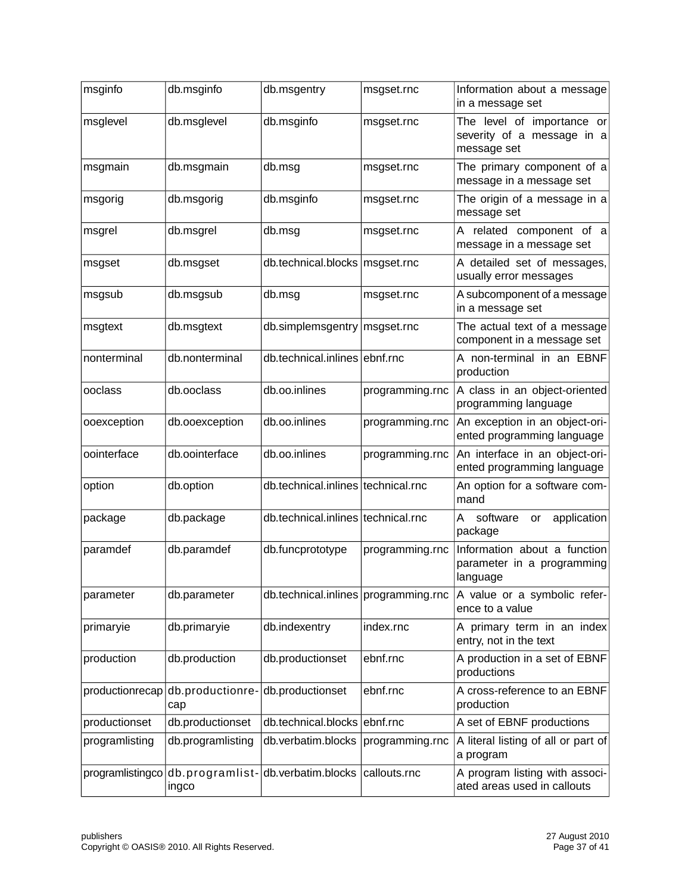| msginfo | db.msginfo | db.msgentry | msgset.rnc | Information about a message in a message set |
|---|---|---|---|---|
| msglevel | db.msglevel | db.msginfo | msgset.rnc | The level of importance or severity of a message in a message set |
| msgmain | db.msgmain | db.msg | msgset.rnc | The primary component of a message in a message set |
| msgorig | db.msgorig | db.msginfo | msgset.rnc | The origin of a message in a message set |
| msgrel | db.msgrel | db.msg | msgset.rnc | A related component of a message in a message set |
| msgset | db.msgset | db.technical.blocks | msgset.rnc | A detailed set of messages, usually error messages |
| msgsub | db.msgsub | db.msg | msgset.rnc | A subcomponent of a message in a message set |
| msgtext | db.msgtext | db.simplemsgentry | msgset.rnc | The actual text of a message component in a message set |
| nonterminal | db.nonterminal | db.technical.inlines | ebnf.rnc | A non-terminal in an EBNF production |
| ooclass | db.ooclass | db.oo.inlines | programming.rnc | A class in an object-oriented programming language |
| ooexception | db.ooexception | db.oo.inlines | programming.rnc | An exception in an object-oriented programming language |
| oointerface | db.oointerface | db.oo.inlines | programming.rnc | An interface in an object-oriented programming language |
| option | db.option | db.technical.inlines | technical.rnc | An option for a software command |
| package | db.package | db.technical.inlines | technical.rnc | A software or application package |
| paramdef | db.paramdef | db.funcprototype | programming.rnc | Information about a function parameter in a programming language |
| parameter | db.parameter | db.technical.inlines | programming.rnc | A value or a symbolic reference to a value |
| primaryie | db.primaryie | db.indexentry | index.rnc | A primary term in an index entry, not in the text |
| production | db.production | db.productionset | ebnf.rnc | A production in a set of EBNF productions |
| productionrecap | db.productionrecap | db.productionset | ebnf.rnc | A cross-reference to an EBNF production |
| productionset | db.productionset | db.technical.blocks | ebnf.rnc | A set of EBNF productions |
| programlisting | db.programlisting | db.verbatim.blocks | programming.rnc | A literal listing of all or part of a program |
| programlistingco | db.programlistingco | db.verbatim.blocks | callouts.rnc | A program listing with associated areas used in callouts |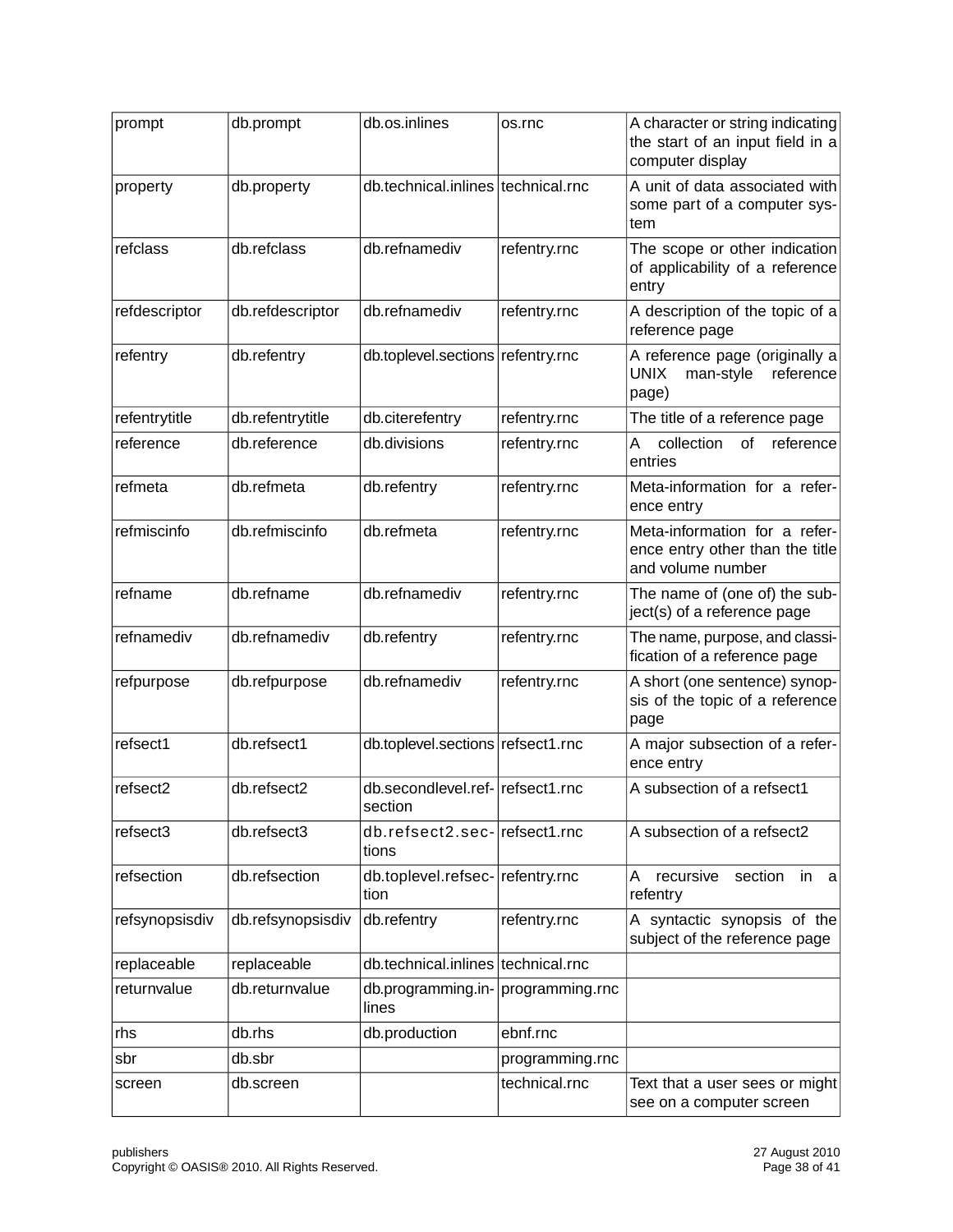| prompt | db.prompt | db.os.inlines | os.rnc | A character or string indicating the start of an input field in a computer display |
|---|---|---|---|---|
| property | db.property | db.technical.inlines | technical.rnc | A unit of data associated with some part of a computer system |
| refclass | db.refclass | db.refnamediv | refentry.rnc | The scope or other indication of applicability of a reference entry |
| refdescriptor | db.refdescriptor | db.refnamediv | refentry.rnc | A description of the topic of a reference page |
| refentry | db.refentry | db.toplevel.sections | refentry.rnc | A reference page (originally a UNIX man-style reference page) |
| refentrytitle | db.refentrytitle | db.citerefentry | refentry.rnc | The title of a reference page |
| reference | db.reference | db.divisions | refentry.rnc | A collection of reference entries |
| refmeta | db.refmeta | db.refentry | refentry.rnc | Meta-information for a reference entry |
| refmiscinfo | db.refmiscinfo | db.refmeta | refentry.rnc | Meta-information for a reference entry other than the title and volume number |
| refname | db.refname | db.refnamediv | refentry.rnc | The name of (one of) the subject(s) of a reference page |
| refnamediv | db.refnamediv | db.refentry | refentry.rnc | The name, purpose, and classification of a reference page |
| refpurpose | db.refpurpose | db.refnamediv | refentry.rnc | A short (one sentence) synopsis of the topic of a reference page |
| refsect1 | db.refsect1 | db.toplevel.sections | refsect1.rnc | A major subsection of a reference entry |
| refsect2 | db.refsect2 | db.secondlevel.refsection | refsect1.rnc | A subsection of a refsect1 |
| refsect3 | db.refsect3 | db.refsect2.sections | refsect1.rnc | A subsection of a refsect2 |
| refsection | db.refsection | db.toplevel.refsection | refentry.rnc | A recursive section in a refentry |
| refsynopsisdiv | db.refsynopsisdiv | db.refentry | refentry.rnc | A syntactic synopsis of the subject of the reference page |
| replaceable | replaceable | db.technical.inlines | technical.rnc | |
| returnvalue | db.returnvalue | db.programming.inlines | programming.rnc | |
| rhs | db.rhs | db.production | ebnf.rnc | |
| sbr | db.sbr | | programming.rnc | |
| screen | db.screen | | technical.rnc | Text that a user sees or might see on a computer screen |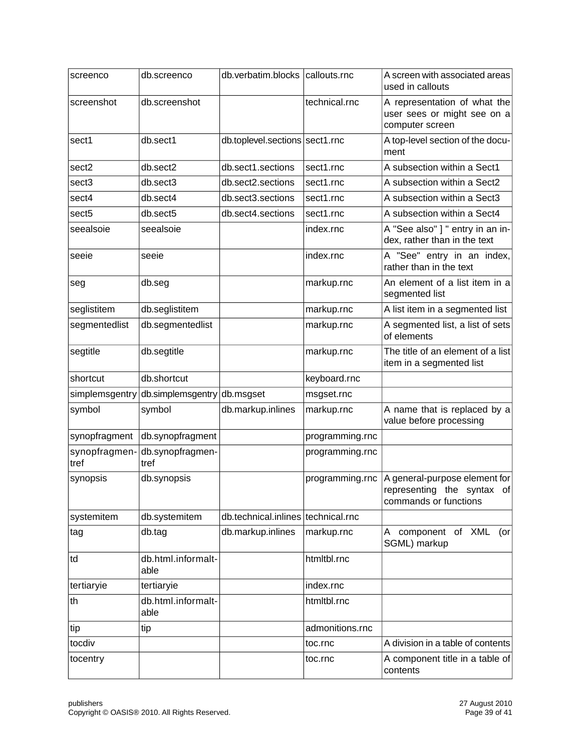| screenco | db.screenco | db.verbatim.blocks | callouts.rnc | A screen with associated areas used in callouts |
|---|---|---|---|---|
| screenshot | db.screenshot | | technical.rnc | A representation of what the user sees or might see on a computer screen |
| sect1 | db.sect1 | db.toplevel.sections | sect1.rnc | A top-level section of the document |
| sect2 | db.sect2 | db.sect1.sections | sect1.rnc | A subsection within a Sect1 |
| sect3 | db.sect3 | db.sect2.sections | sect1.rnc | A subsection within a Sect2 |
| sect4 | db.sect4 | db.sect3.sections | sect1.rnc | A subsection within a Sect3 |
| sect5 | db.sect5 | db.sect4.sections | sect1.rnc | A subsection within a Sect4 |
| seealsoie | seealsoie | | index.rnc | A "See also" ] " entry in an index, rather than in the text |
| seeie | seeie | | index.rnc | A "See" entry in an index, rather than in the text |
| seg | db.seg | | markup.rnc | An element of a list item in a segmented list |
| seglistitem | db.seglistitem | | markup.rnc | A list item in a segmented list |
| segmentedlist | db.segmentedlist | | markup.rnc | A segmented list, a list of sets of elements |
| segtitle | db.segtitle | | markup.rnc | The title of an element of a list item in a segmented list |
| shortcut | db.shortcut | | keyboard.rnc | |
| simplemsgentry | db.simplemsgentry | db.msgset | msgset.rnc | |
| symbol | symbol | db.markup.inlines | markup.rnc | A name that is replaced by a value before processing |
| synopfragment | db.synopfragment | | programming.rnc | |
| synopfragmentref | db.synopfragmentref | | programming.rnc | |
| synopsis | db.synopsis | | programming.rnc | A general-purpose element for representing the syntax of commands or functions |
| systemitem | db.systemitem | db.technical.inlines | technical.rnc | |
| tag | db.tag | db.markup.inlines | markup.rnc | A component of XML (or SGML) markup |
| td | db.html.informaltable | | htmltbl.rnc | |
| tertiaryie | tertiaryie | | index.rnc | |
| th | db.html.informaltable | | htmltbl.rnc | |
| tip | tip | | admonitions.rnc | |
| tocdiv | | | toc.rnc | A division in a table of contents |
| tocentry | | | toc.rnc | A component title in a table of contents |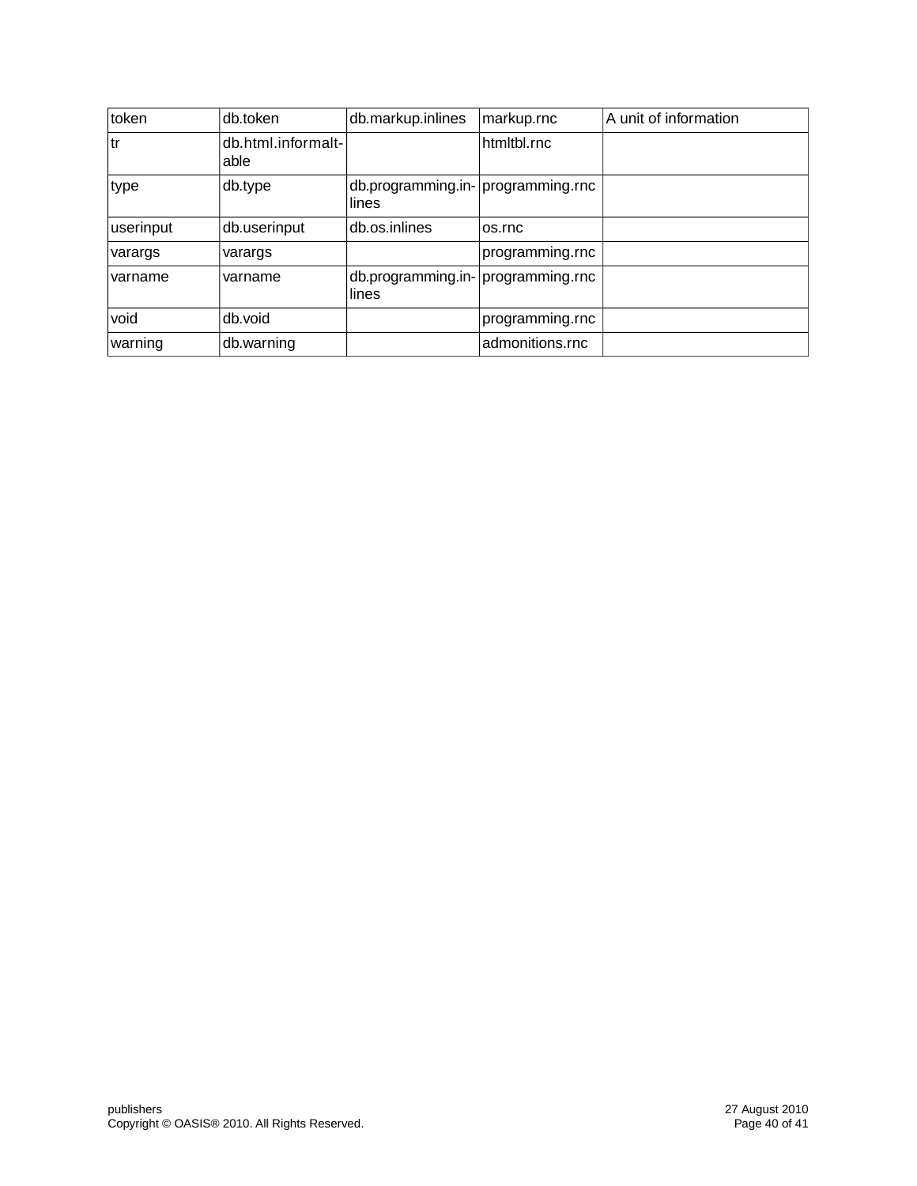| token | db.token | db.markup.inlines | markup.rnc | A unit of information |
|---|---|---|---|---|
| tr | db.html.informaltable | | htmltbl.rnc | |
| type | db.type | db.programming.inlines | programming.rnc | |
| userinput | db.userinput | db.os.inlines | os.rnc | |
| varargs | varargs | | programming.rnc | |
| varname | varname | db.programming.inlines | programming.rnc | |
| void | db.void | | programming.rnc | |
| warning | db.warning | | admonitions.rnc | |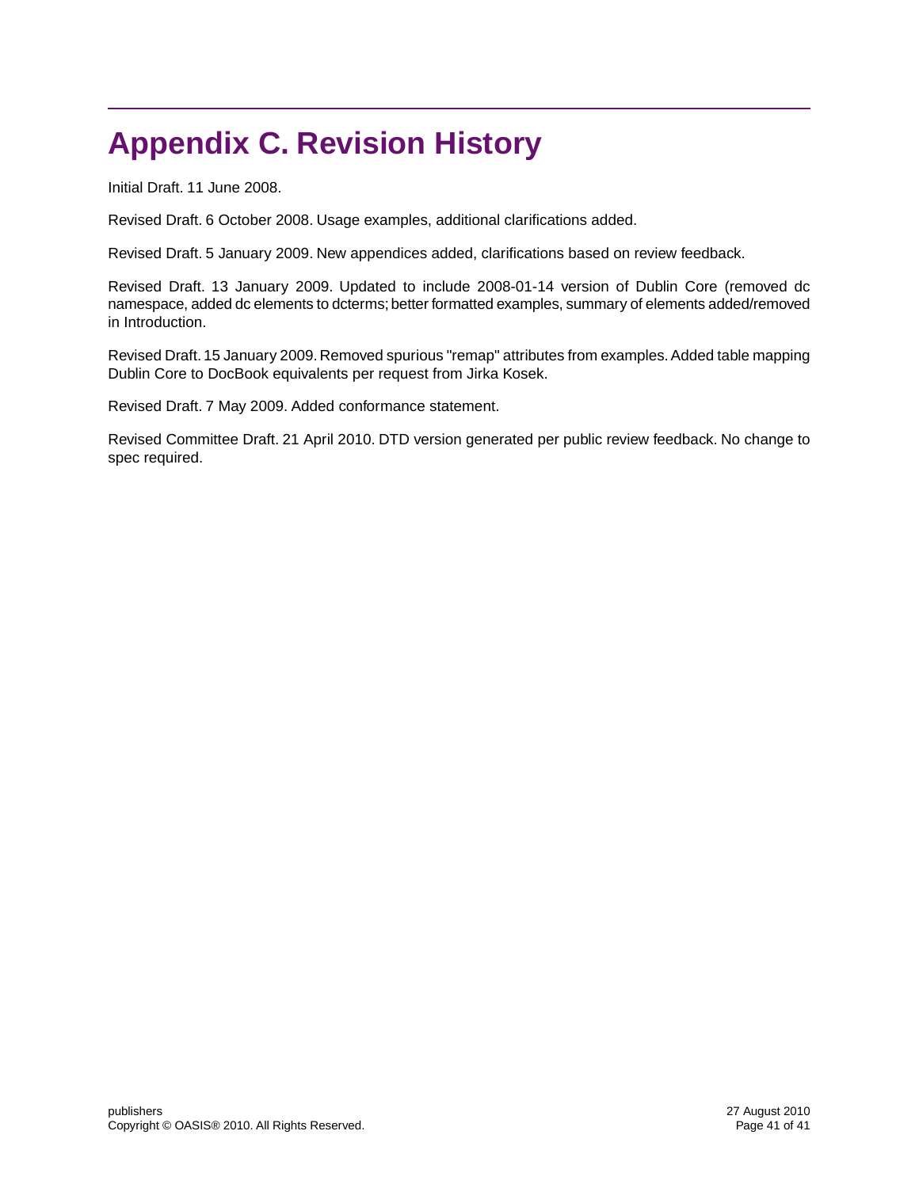# Appendix C. Revision History

Initial Draft. 11 June 2008.

Revised Draft. 6 October 2008. Usage examples, additional clarifications added.

Revised Draft. 5 January 2009. New appendices added, clarifications based on review feedback.

Revised Draft. 13 January 2009. Updated to include 2008-01-14 version of Dublin Core (removed dc namespace, added dc elements to dcterms; better formatted examples, summary of elements added/removed in Introduction.

Revised Draft. 15 January 2009. Removed spurious "remap" attributes from examples. Added table mapping Dublin Core to DocBook equivalents per request from Jirka Kosek.

Revised Draft. 7 May 2009. Added conformance statement.

Revised Committee Draft. 21 April 2010. DTD version generated per public review feedback. No change to spec required.